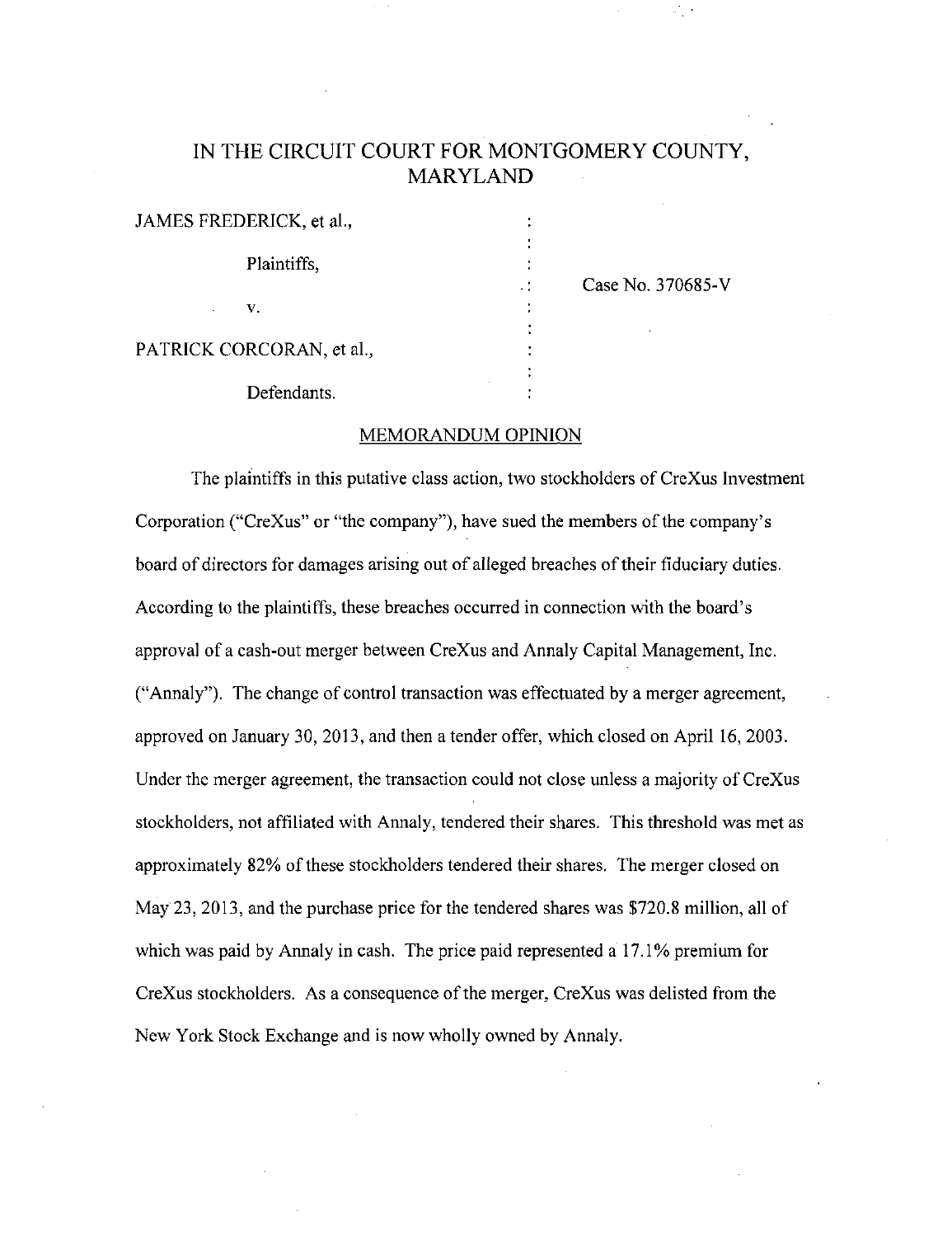# IN THE CIRCUIT COURT FOR MONTGOMERY COUNTY, MARYLAND

| | | |
|---|---|---|
| JAMES FREDERICK, et al., | : | |
| | : | |
| Plaintiffs, | : | |
| | : | Case No. 370685-V |
| v. | : | |
| | : | |
| PATRICK CORCORAN, et al., | : | |
| | : | |
| Defendants. | : | |

## MEMORANDUM OPINION

The plaintiffs in this putative class action, two stockholders of CreXus Investment Corporation ("CreXus" or "the company"), have sued the members of the company's board of directors for damages arising out of alleged breaches of their fiduciary duties. According to the plaintiffs, these breaches occurred in connection with the board's approval of a cash-out merger between CreXus and Annaly Capital Management, Inc. ("Annaly"). The change of control transaction was effectuated by a merger agreement, approved on January 30, 2013, and then a tender offer, which closed on April 16, 2003. Under the merger agreement, the transaction could not close unless a majority of CreXus stockholders, not affiliated with Annaly, tendered their shares. This threshold was met as approximately 82% of these stockholders tendered their shares. The merger closed on May 23, 2013, and the purchase price for the tendered shares was $720.8 million, all of which was paid by Annaly in cash. The price paid represented a 17.1% premium for CreXus stockholders. As a consequence of the merger, CreXus was delisted from the New York Stock Exchange and is now wholly owned by Annaly.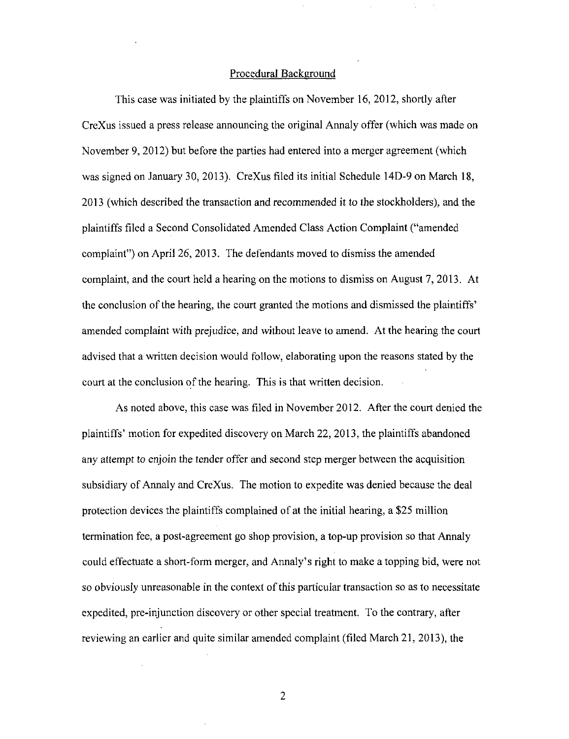## Procedural Background

This case was initiated by the plaintiffs on November 16, 2012, shortly after CreXus issued a press release announcing the original Annaly offer (which was made on November 9, 2012) but before the parties had entered into a merger agreement (which was signed on January 30, 2013). CreXus filed its initial Schedule 14D-9 on March 18, 2013 (which described the transaction and recommended it to the stockholders), and the plaintiffs filed a Second Consolidated Amended Class Action Complaint ("amended complaint") on April 26, 2013. The defendants moved to dismiss the amended complaint, and the court held a hearing on the motions to dismiss on August 7, 2013. At the conclusion of the hearing, the court granted the motions and dismissed the plaintiffs' amended complaint with prejudice, and without leave to amend. At the hearing the court advised that a written decision would follow, elaborating upon the reasons stated by the court at the conclusion of the hearing. This is that written decision.

As noted above, this case was filed in November 2012. After the court denied the plaintiffs' motion for expedited discovery on March 22, 2013, the plaintiffs abandoned any attempt to enjoin the tender offer and second step merger between the acquisition subsidiary of Annaly and CreXus. The motion to expedite was denied because the deal protection devices the plaintiffs complained of at the initial hearing, a $25 million termination fee, a post-agreement go shop provision, a top-up provision so that Annaly could effectuate a short-form merger, and Annaly's right to make a topping bid, were not so obviously unreasonable in the context of this particular transaction so as to necessitate expedited, pre-injunction discovery or other special treatment. To the contrary, after reviewing an earlier and quite similar amended complaint (filed March 21, 2013), the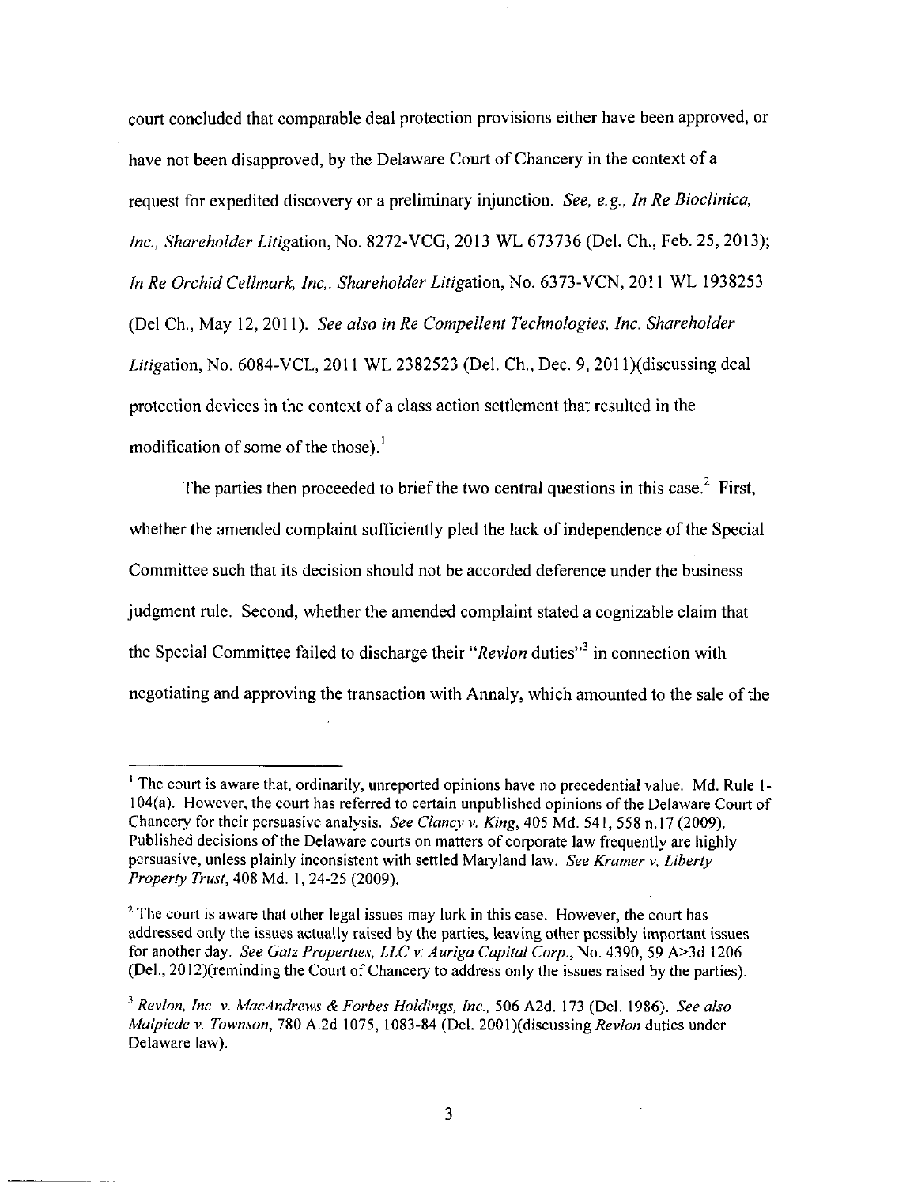court concluded that comparable deal protection provisions either have been approved, or have not been disapproved, by the Delaware Court of Chancery in the context of a request for expedited discovery or a preliminary injunction. *See, e.g., In Re Bioclinica, Inc., Shareholder Litig*ation, No. 8272-VCG, 2013 WL 673736 (Del. Ch., Feb. 25, 2013); *In Re Orchid Cellmark, Inc,. Shareholder Litig*ation, No. 6373-VCN, 2011 WL 1938253 (Del Ch., May 12, 2011). *See also in Re Compellent Technologies, Inc. Shareholder Litig*ation, No. 6084-VCL, 2011 WL 2382523 (Del. Ch., Dec. 9, 2011)(discussing deal protection devices in the context of a class action settlement that resulted in the modification of some of the those).[1]

The parties then proceeded to brief the two central questions in this case.[2] First, whether the amended complaint sufficiently pled the lack of independence of the Special Committee such that its decision should not be accorded deference under the business judgment rule. Second, whether the amended complaint stated a cognizable claim that the Special Committee failed to discharge their "*Revlon* duties"[3] in connection with negotiating and approving the transaction with Annaly, which amounted to the sale of the

---

[1] The court is aware that, ordinarily, unreported opinions have no precedential value. Md. Rule 1-104(a). However, the court has referred to certain unpublished opinions of the Delaware Court of Chancery for their persuasive analysis. *See Clancy v. King*, 405 Md. 541, 558 n.17 (2009). Published decisions of the Delaware courts on matters of corporate law frequently are highly persuasive, unless plainly inconsistent with settled Maryland law. *See Kramer v. Liberty Property Trust*, 408 Md. 1, 24-25 (2009).

[2] The court is aware that other legal issues may lurk in this case. However, the court has addressed only the issues actually raised by the parties, leaving other possibly important issues for another day. *See Gatz Properties, LLC v. Auriga Capital Corp.*, No. 4390, 59 A>3d 1206 (Del., 2012)(reminding the Court of Chancery to address only the issues raised by the parties).

[3] *Revlon, Inc. v. MacAndrews & Forbes Holdings, Inc.*, 506 A2d. 173 (Del. 1986). *See also Malpiede v. Townson*, 780 A.2d 1075, 1083-84 (Del. 2001)(discussing *Revlon* duties under Delaware law).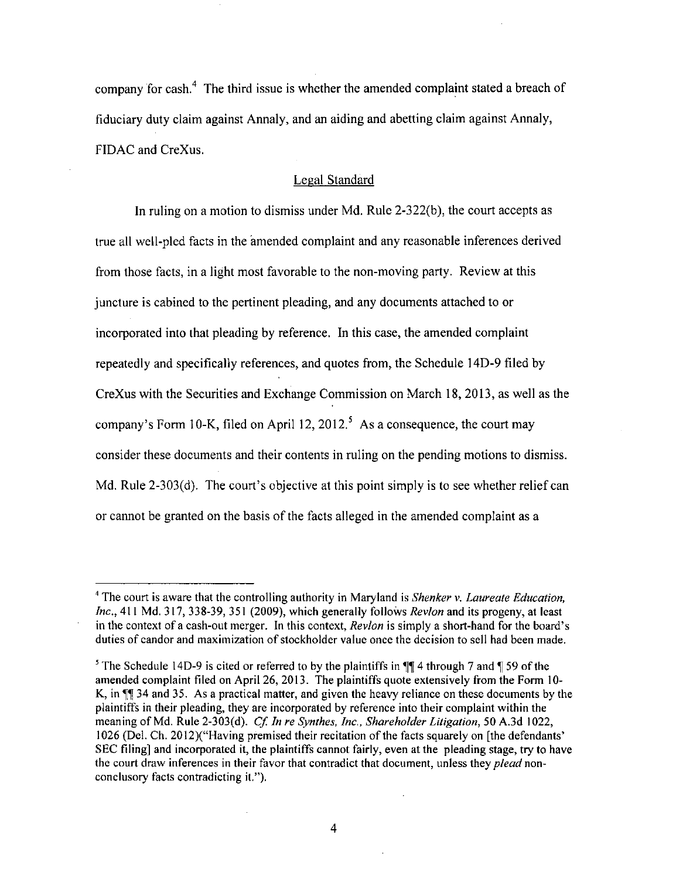company for cash.[4] The third issue is whether the amended complaint stated a breach of fiduciary duty claim against Annaly, and an aiding and abetting claim against Annaly, FIDAC and CreXus.

<u>Legal Standard</u>

In ruling on a motion to dismiss under Md. Rule 2-322(b), the court accepts as true all well-pled facts in the amended complaint and any reasonable inferences derived from those facts, in a light most favorable to the non-moving party. Review at this juncture is cabined to the pertinent pleading, and any documents attached to or incorporated into that pleading by reference. In this case, the amended complaint repeatedly and specifically references, and quotes from, the Schedule 14D-9 filed by CreXus with the Securities and Exchange Commission on March 18, 2013, as well as the company's Form 10-K, filed on April 12, 2012.[5] As a consequence, the court may consider these documents and their contents in ruling on the pending motions to dismiss. Md. Rule 2-303(d). The court's objective at this point simply is to see whether relief can or cannot be granted on the basis of the facts alleged in the amended complaint as a

---

[4] The court is aware that the controlling authority in Maryland is *Shenker v. Laureate Education, Inc.*, 411 Md. 317, 338-39, 351 (2009), which generally follows *Revlon* and its progeny, at least in the context of a cash-out merger. In this context, *Revlon* is simply a short-hand for the board's duties of candor and maximization of stockholder value once the decision to sell had been made.

[5] The Schedule 14D-9 is cited or referred to by the plaintiffs in ¶¶ 4 through 7 and ¶ 59 of the amended complaint filed on April 26, 2013. The plaintiffs quote extensively from the Form 10-K, in ¶¶ 34 and 35. As a practical matter, and given the heavy reliance on these documents by the plaintiffs in their pleading, they are incorporated by reference into their complaint within the meaning of Md. Rule 2-303(d). *Cf. In re Synthes, Inc., Shareholder Litigation*, 50 A.3d 1022, 1026 (Del. Ch. 2012)("Having premised their recitation of the facts squarely on [the defendants' SEC filing] and incorporated it, the plaintiffs cannot fairly, even at the pleading stage, try to have the court draw inferences in their favor that contradict that document, unless they *plead* non-conclusory facts contradicting it.").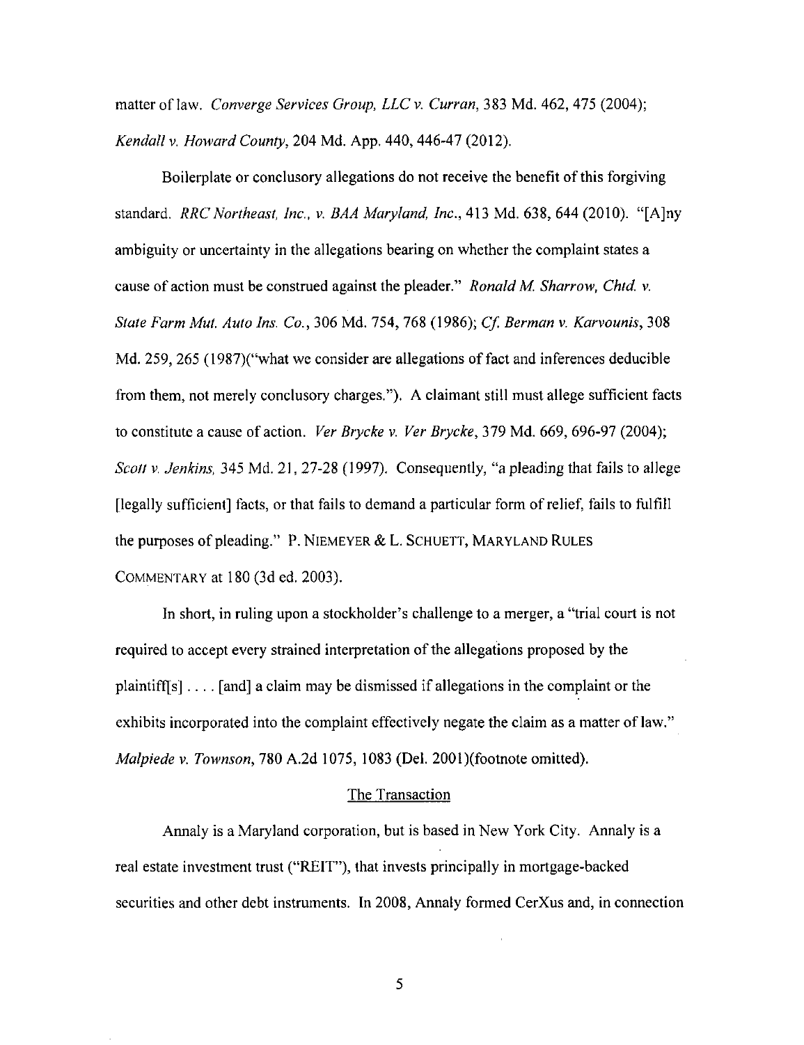matter of law. *Converge Services Group, LLC v. Curran*, 383 Md. 462, 475 (2004); *Kendall v. Howard County*, 204 Md. App. 440, 446-47 (2012).

Boilerplate or conclusory allegations do not receive the benefit of this forgiving standard. *RRC Northeast, Inc., v. BAA Maryland, Inc.*, 413 Md. 638, 644 (2010). "[A]ny ambiguity or uncertainty in the allegations bearing on whether the complaint states a cause of action must be construed against the pleader." *Ronald M. Sharrow, Chtd. v. State Farm Mut. Auto Ins. Co.*, 306 Md. 754, 768 (1986); *Cf. Berman v. Karvounis*, 308 Md. 259, 265 (1987)("what we consider are allegations of fact and inferences deducible from them, not merely conclusory charges."). A claimant still must allege sufficient facts to constitute a cause of action. *Ver Brycke v. Ver Brycke*, 379 Md. 669, 696-97 (2004); *Scott v. Jenkins*, 345 Md. 21, 27-28 (1997). Consequently, "a pleading that fails to allege [legally sufficient] facts, or that fails to demand a particular form of relief, fails to fulfill the purposes of pleading." P. NIEMEYER & L. SCHUETT, MARYLAND RULES COMMENTARY at 180 (3d ed. 2003).

In short, in ruling upon a stockholder's challenge to a merger, a "trial court is not required to accept every strained interpretation of the allegations proposed by the plaintiff[s] . . . . [and] a claim may be dismissed if allegations in the complaint or the exhibits incorporated into the complaint effectively negate the claim as a matter of law." *Malpiede v. Townson*, 780 A.2d 1075, 1083 (Del. 2001)(footnote omitted).

## The Transaction

Annaly is a Maryland corporation, but is based in New York City. Annaly is a real estate investment trust ("REIT"), that invests principally in mortgage-backed securities and other debt instruments. In 2008, Annaly formed CerXus and, in connection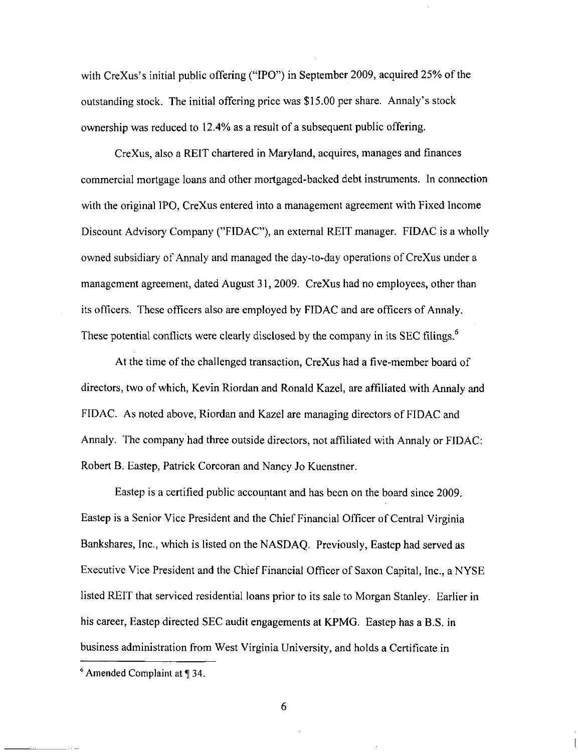with CreXus's initial public offering ("IPO") in September 2009, acquired 25% of the outstanding stock. The initial offering price was $15.00 per share. Annaly's stock ownership was reduced to 12.4% as a result of a subsequent public offering.

CreXus, also a REIT chartered in Maryland, acquires, manages and finances commercial mortgage loans and other mortgaged-backed debt instruments. In connection with the original IPO, CreXus entered into a management agreement with Fixed Income Discount Advisory Company ("FIDAC"), an external REIT manager. FIDAC is a wholly owned subsidiary of Annaly and managed the day-to-day operations of CreXus under a management agreement, dated August 31, 2009. CreXus had no employees, other than its officers. These officers also are employed by FIDAC and are officers of Annaly. These potential conflicts were clearly disclosed by the company in its SEC filings.[6]

At the time of the challenged transaction, CreXus had a five-member board of directors, two of which, Kevin Riordan and Ronald Kazel, are affiliated with Annaly and FIDAC. As noted above, Riordan and Kazel are managing directors of FIDAC and Annaly. The company had three outside directors, not affiliated with Annaly or FIDAC: Robert B. Eastep, Patrick Corcoran and Nancy Jo Kuenstner.

Eastep is a certified public accountant and has been on the board since 2009. Eastep is a Senior Vice President and the Chief Financial Officer of Central Virginia Bankshares, Inc., which is listed on the NASDAQ. Previously, Eastep had served as Executive Vice President and the Chief Financial Officer of Saxon Capital, Inc., a NYSE listed REIT that serviced residential loans prior to its sale to Morgan Stanley. Earlier in his career, Eastep directed SEC audit engagements at KPMG. Eastep has a B.S. in business administration from West Virginia University, and holds a Certificate in

---

[6] Amended Complaint at ¶ 34.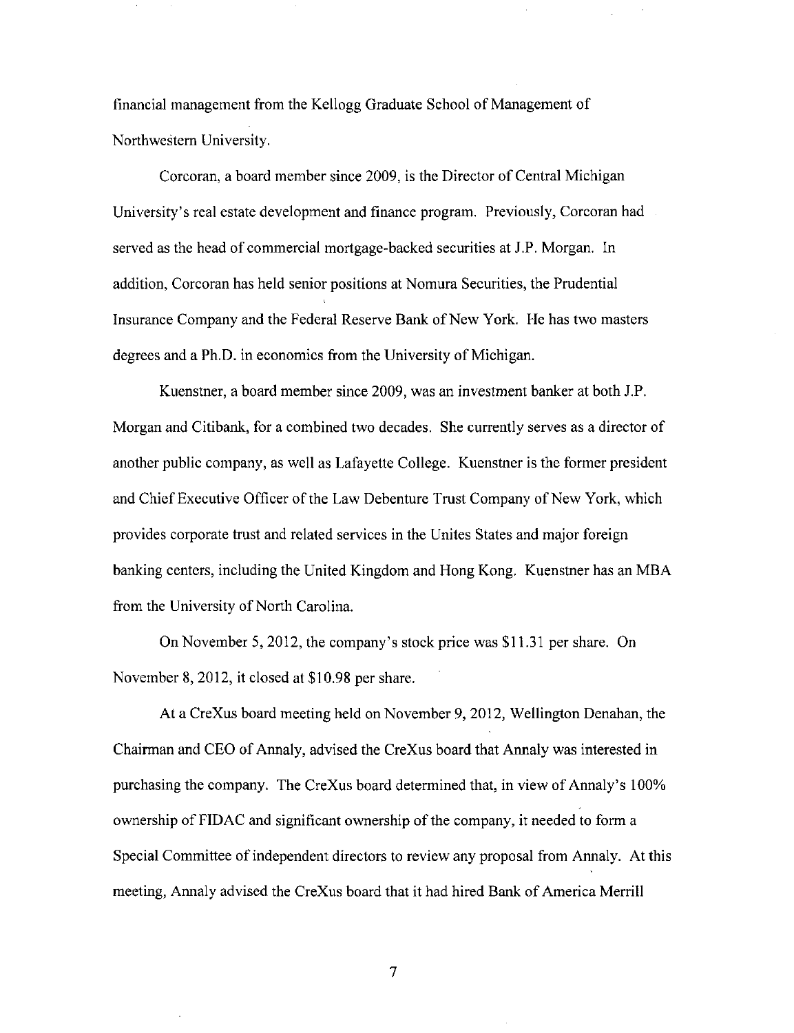financial management from the Kellogg Graduate School of Management of Northwestern University.

Corcoran, a board member since 2009, is the Director of Central Michigan University's real estate development and finance program. Previously, Corcoran had served as the head of commercial mortgage-backed securities at J.P. Morgan. In addition, Corcoran has held senior positions at Nomura Securities, the Prudential Insurance Company and the Federal Reserve Bank of New York. He has two masters degrees and a Ph.D. in economics from the University of Michigan.

Kuenstner, a board member since 2009, was an investment banker at both J.P. Morgan and Citibank, for a combined two decades. She currently serves as a director of another public company, as well as Lafayette College. Kuenstner is the former president and Chief Executive Officer of the Law Debenture Trust Company of New York, which provides corporate trust and related services in the Unites States and major foreign banking centers, including the United Kingdom and Hong Kong. Kuenstner has an MBA from the University of North Carolina.

On November 5, 2012, the company's stock price was $11.31 per share. On November 8, 2012, it closed at $10.98 per share.

At a CreXus board meeting held on November 9, 2012, Wellington Denahan, the Chairman and CEO of Annaly, advised the CreXus board that Annaly was interested in purchasing the company. The CreXus board determined that, in view of Annaly's 100% ownership of FIDAC and significant ownership of the company, it needed to form a Special Committee of independent directors to review any proposal from Annaly. At this meeting, Annaly advised the CreXus board that it had hired Bank of America Merrill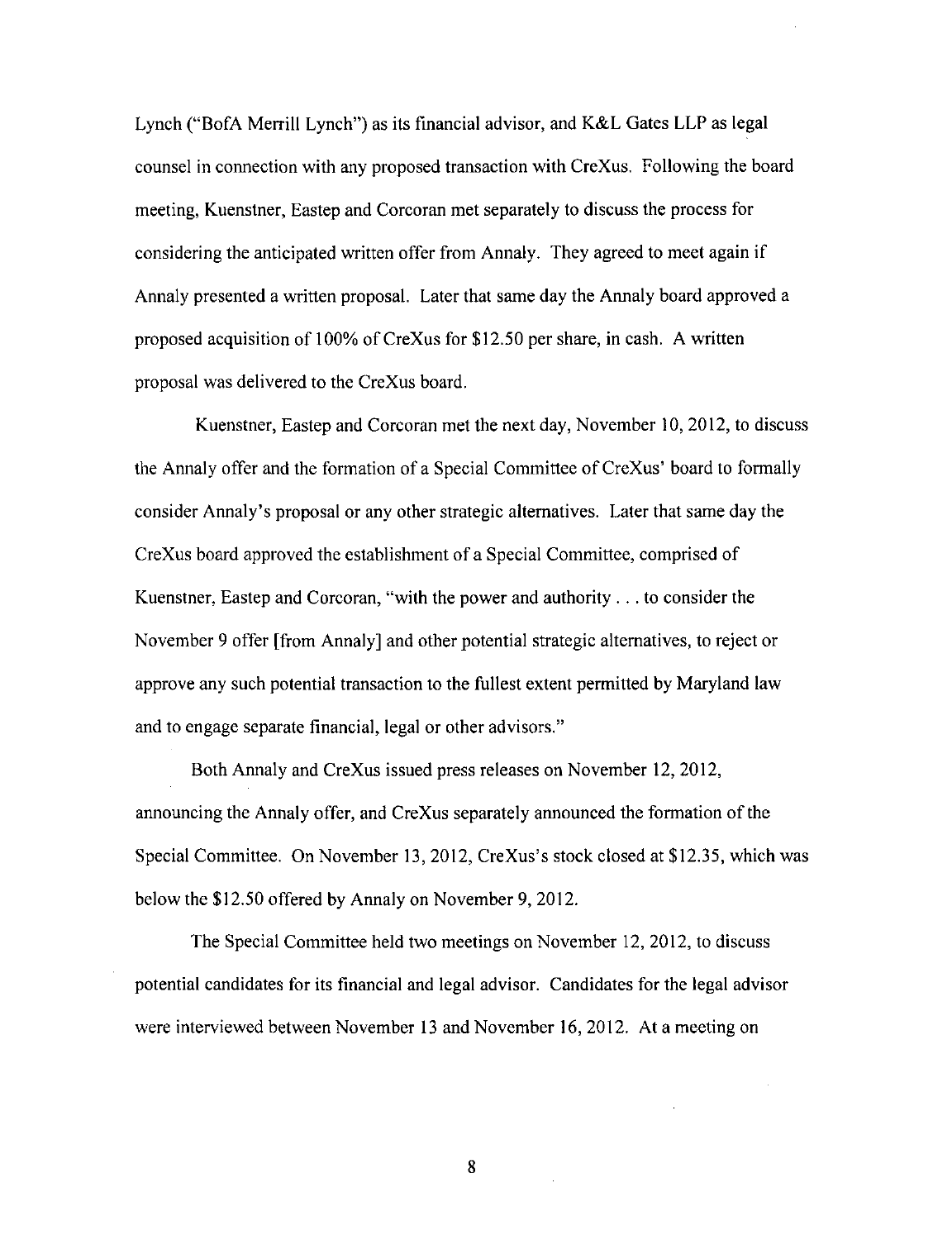Lynch ("BofA Merrill Lynch") as its financial advisor, and K&L Gates LLP as legal counsel in connection with any proposed transaction with CreXus. Following the board meeting, Kuenstner, Eastep and Corcoran met separately to discuss the process for considering the anticipated written offer from Annaly. They agreed to meet again if Annaly presented a written proposal. Later that same day the Annaly board approved a proposed acquisition of 100% of CreXus for $12.50 per share, in cash. A written proposal was delivered to the CreXus board.

Kuenstner, Eastep and Corcoran met the next day, November 10, 2012, to discuss the Annaly offer and the formation of a Special Committee of CreXus' board to formally consider Annaly's proposal or any other strategic alternatives. Later that same day the CreXus board approved the establishment of a Special Committee, comprised of Kuenstner, Eastep and Corcoran, "with the power and authority . . . to consider the November 9 offer [from Annaly] and other potential strategic alternatives, to reject or approve any such potential transaction to the fullest extent permitted by Maryland law and to engage separate financial, legal or other advisors."

Both Annaly and CreXus issued press releases on November 12, 2012, announcing the Annaly offer, and CreXus separately announced the formation of the Special Committee. On November 13, 2012, CreXus's stock closed at $12.35, which was below the $12.50 offered by Annaly on November 9, 2012.

The Special Committee held two meetings on November 12, 2012, to discuss potential candidates for its financial and legal advisor. Candidates for the legal advisor were interviewed between November 13 and November 16, 2012. At a meeting on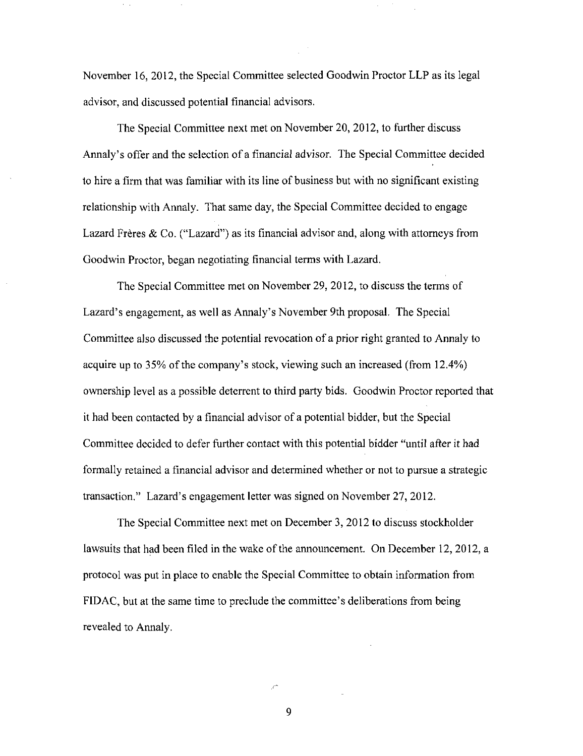November 16, 2012, the Special Committee selected Goodwin Proctor LLP as its legal advisor, and discussed potential financial advisors.

The Special Committee next met on November 20, 2012, to further discuss Annaly's offer and the selection of a financial advisor. The Special Committee decided to hire a firm that was familiar with its line of business but with no significant existing relationship with Annaly. That same day, the Special Committee decided to engage Lazard Frères & Co. ("Lazard") as its financial advisor and, along with attorneys from Goodwin Proctor, began negotiating financial terms with Lazard.

The Special Committee met on November 29, 2012, to discuss the terms of Lazard's engagement, as well as Annaly's November 9th proposal. The Special Committee also discussed the potential revocation of a prior right granted to Annaly to acquire up to 35% of the company's stock, viewing such an increased (from 12.4%) ownership level as a possible deterrent to third party bids. Goodwin Proctor reported that it had been contacted by a financial advisor of a potential bidder, but the Special Committee decided to defer further contact with this potential bidder "until after it had formally retained a financial advisor and determined whether or not to pursue a strategic transaction." Lazard's engagement letter was signed on November 27, 2012.

The Special Committee next met on December 3, 2012 to discuss stockholder lawsuits that had been filed in the wake of the announcement. On December 12, 2012, a protocol was put in place to enable the Special Committee to obtain information from FIDAC, but at the same time to preclude the committee's deliberations from being revealed to Annaly.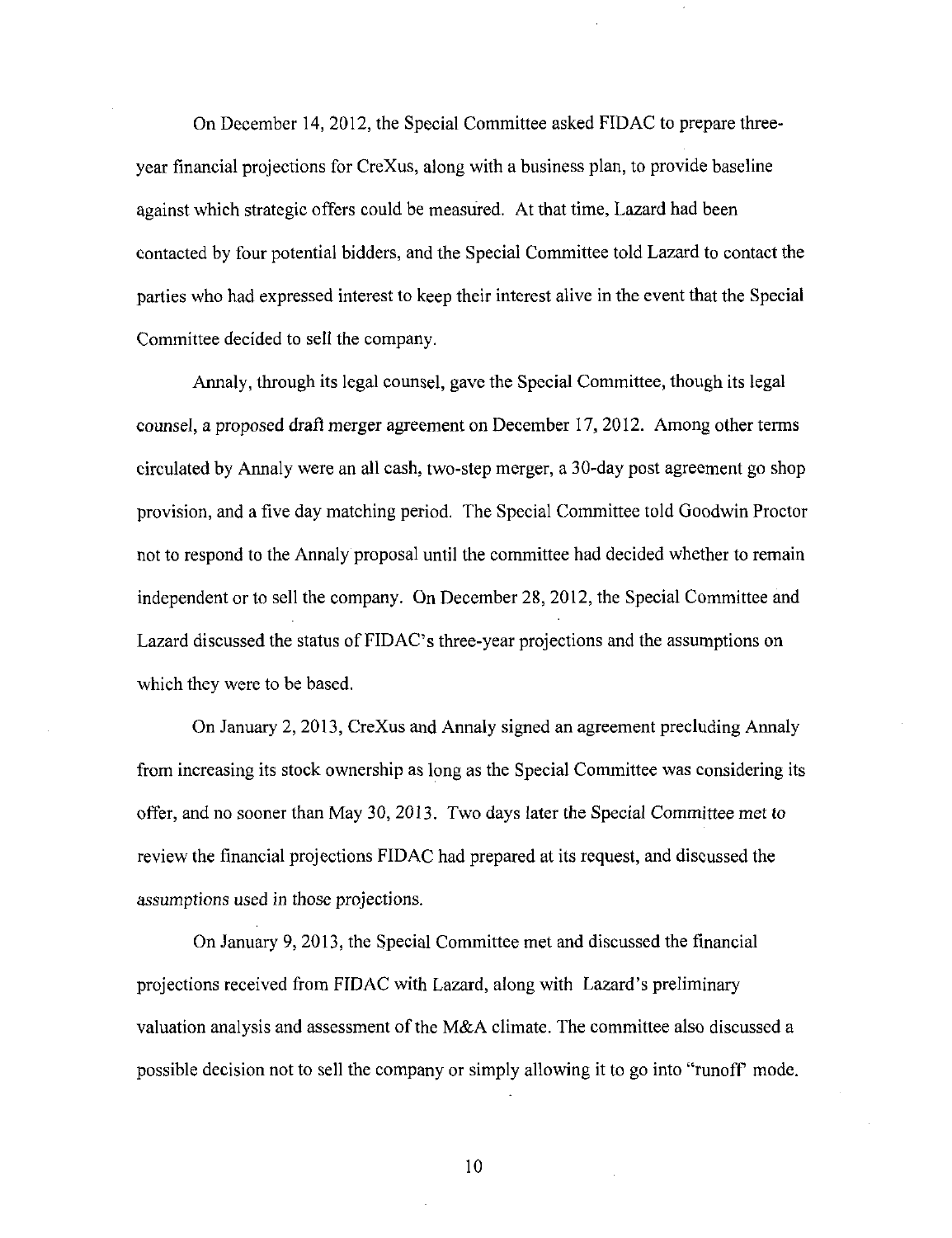On December 14, 2012, the Special Committee asked FIDAC to prepare three-year financial projections for CreXus, along with a business plan, to provide baseline against which strategic offers could be measured. At that time, Lazard had been contacted by four potential bidders, and the Special Committee told Lazard to contact the parties who had expressed interest to keep their interest alive in the event that the Special Committee decided to sell the company.

Annaly, through its legal counsel, gave the Special Committee, though its legal counsel, a proposed draft merger agreement on December 17, 2012. Among other terms circulated by Annaly were an all cash, two-step merger, a 30-day post agreement go shop provision, and a five day matching period. The Special Committee told Goodwin Proctor not to respond to the Annaly proposal until the committee had decided whether to remain independent or to sell the company. On December 28, 2012, the Special Committee and Lazard discussed the status of FIDAC's three-year projections and the assumptions on which they were to be based.

On January 2, 2013, CreXus and Annaly signed an agreement precluding Annaly from increasing its stock ownership as long as the Special Committee was considering its offer, and no sooner than May 30, 2013. Two days later the Special Committee met to review the financial projections FIDAC had prepared at its request, and discussed the assumptions used in those projections.

On January 9, 2013, the Special Committee met and discussed the financial projections received from FIDAC with Lazard, along with Lazard's preliminary valuation analysis and assessment of the M&A climate. The committee also discussed a possible decision not to sell the company or simply allowing it to go into "runoff" mode.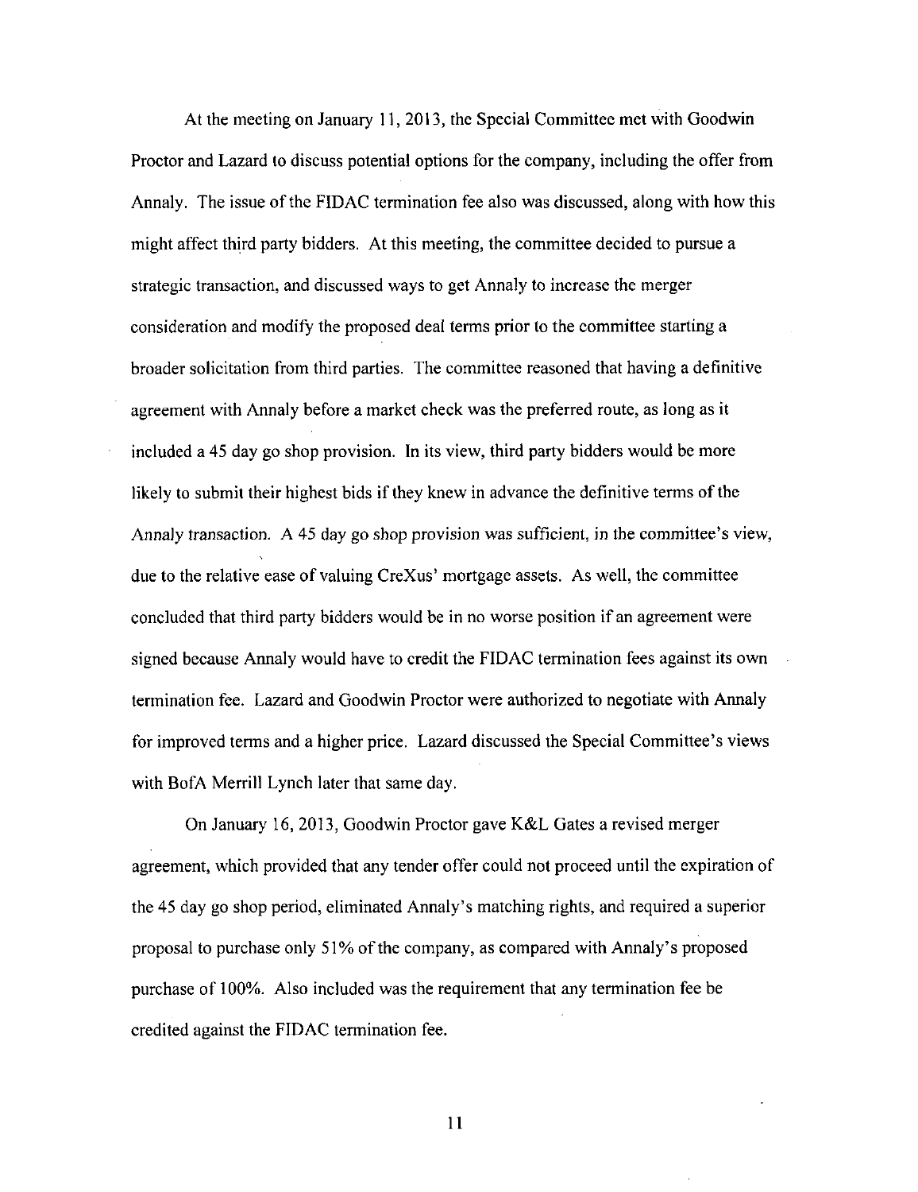At the meeting on January 11, 2013, the Special Committee met with Goodwin Proctor and Lazard to discuss potential options for the company, including the offer from Annaly. The issue of the FIDAC termination fee also was discussed, along with how this might affect third party bidders. At this meeting, the committee decided to pursue a strategic transaction, and discussed ways to get Annaly to increase the merger consideration and modify the proposed deal terms prior to the committee starting a broader solicitation from third parties. The committee reasoned that having a definitive agreement with Annaly before a market check was the preferred route, as long as it included a 45 day go shop provision. In its view, third party bidders would be more likely to submit their highest bids if they knew in advance the definitive terms of the Annaly transaction. A 45 day go shop provision was sufficient, in the committee's view, due to the relative ease of valuing CreXus' mortgage assets. As well, the committee concluded that third party bidders would be in no worse position if an agreement were signed because Annaly would have to credit the FIDAC termination fees against its own termination fee. Lazard and Goodwin Proctor were authorized to negotiate with Annaly for improved terms and a higher price. Lazard discussed the Special Committee's views with BofA Merrill Lynch later that same day.

On January 16, 2013, Goodwin Proctor gave K&L Gates a revised merger agreement, which provided that any tender offer could not proceed until the expiration of the 45 day go shop period, eliminated Annaly's matching rights, and required a superior proposal to purchase only 51% of the company, as compared with Annaly's proposed purchase of 100%. Also included was the requirement that any termination fee be credited against the FIDAC termination fee.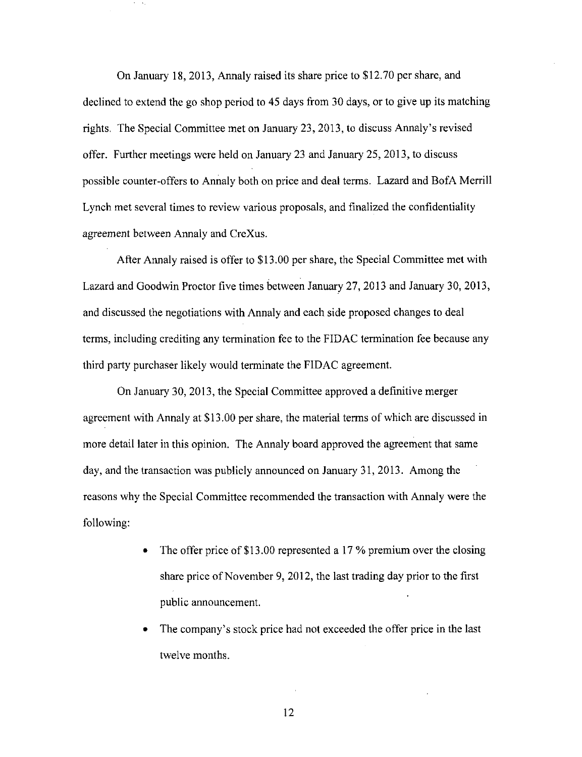On January 18, 2013, Annaly raised its share price to $12.70 per share, and declined to extend the go shop period to 45 days from 30 days, or to give up its matching rights. The Special Committee met on January 23, 2013, to discuss Annaly's revised offer. Further meetings were held on January 23 and January 25, 2013, to discuss possible counter-offers to Annaly both on price and deal terms. Lazard and BofA Merrill Lynch met several times to review various proposals, and finalized the confidentiality agreement between Annaly and CreXus.

After Annaly raised is offer to $13.00 per share, the Special Committee met with Lazard and Goodwin Proctor five times between January 27, 2013 and January 30, 2013, and discussed the negotiations with Annaly and each side proposed changes to deal terms, including crediting any termination fee to the FIDAC termination fee because any third party purchaser likely would terminate the FIDAC agreement.

On January 30, 2013, the Special Committee approved a definitive merger agreement with Annaly at $13.00 per share, the material terms of which are discussed in more detail later in this opinion. The Annaly board approved the agreement that same day, and the transaction was publicly announced on January 31, 2013. Among the reasons why the Special Committee recommended the transaction with Annaly were the following:

- The offer price of $13.00 represented a 17 % premium over the closing share price of November 9, 2012, the last trading day prior to the first public announcement.
- The company's stock price had not exceeded the offer price in the last twelve months.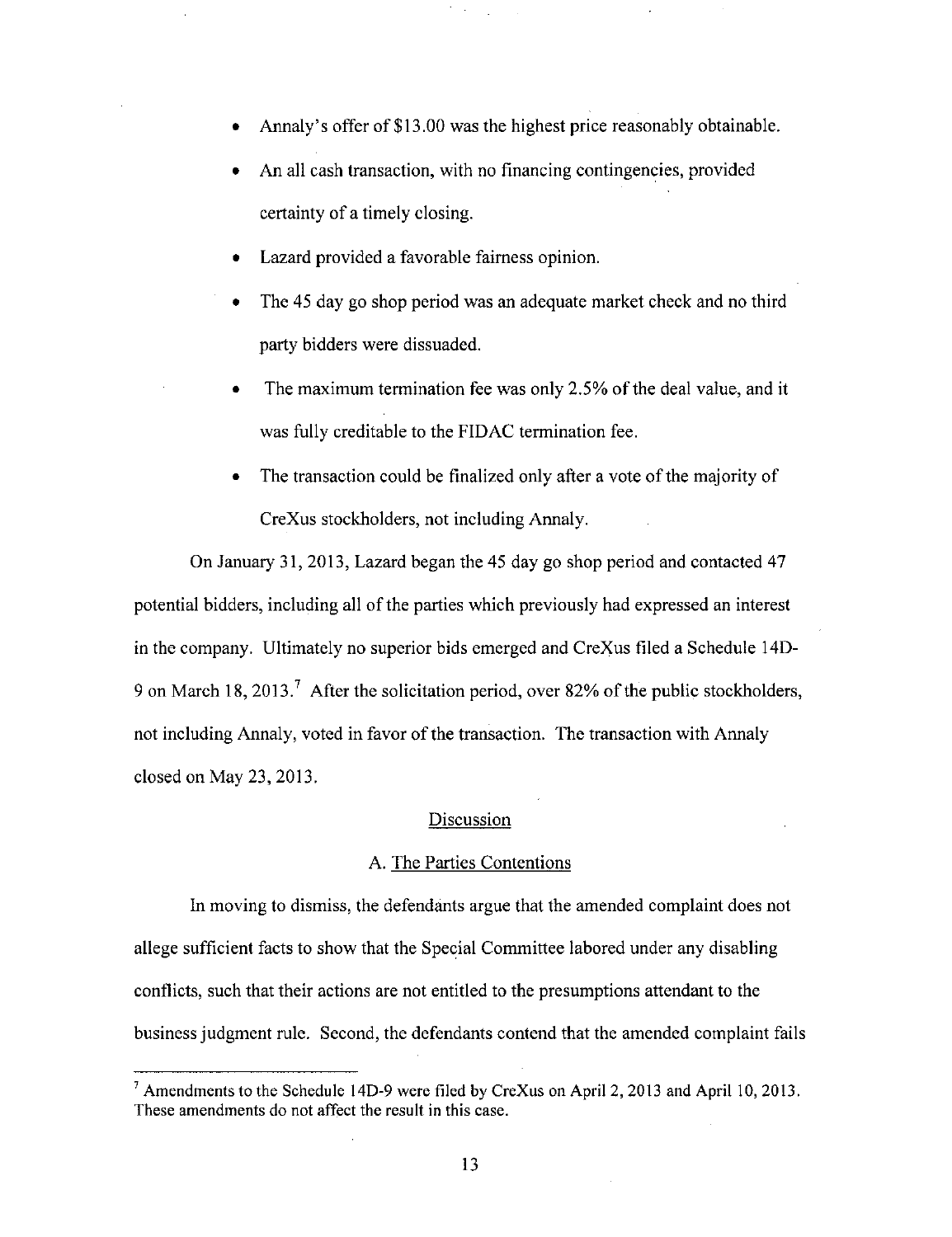- Annaly's offer of $13.00 was the highest price reasonably obtainable.
- An all cash transaction, with no financing contingencies, provided certainty of a timely closing.
- Lazard provided a favorable fairness opinion.
- The 45 day go shop period was an adequate market check and no third party bidders were dissuaded.
- The maximum termination fee was only 2.5% of the deal value, and it was fully creditable to the FIDAC termination fee.
- The transaction could be finalized only after a vote of the majority of CreXus stockholders, not including Annaly.

On January 31, 2013, Lazard began the 45 day go shop period and contacted 47 potential bidders, including all of the parties which previously had expressed an interest in the company. Ultimately no superior bids emerged and CreXus filed a Schedule 14D-9 on March 18, 2013.[7] After the solicitation period, over 82% of the public stockholders, not including Annaly, voted in favor of the transaction. The transaction with Annaly closed on May 23, 2013.

## Discussion

### A. The Parties Contentions

In moving to dismiss, the defendants argue that the amended complaint does not allege sufficient facts to show that the Special Committee labored under any disabling conflicts, such that their actions are not entitled to the presumptions attendant to the business judgment rule. Second, the defendants contend that the amended complaint fails

---

[7] Amendments to the Schedule 14D-9 were filed by CreXus on April 2, 2013 and April 10, 2013. These amendments do not affect the result in this case.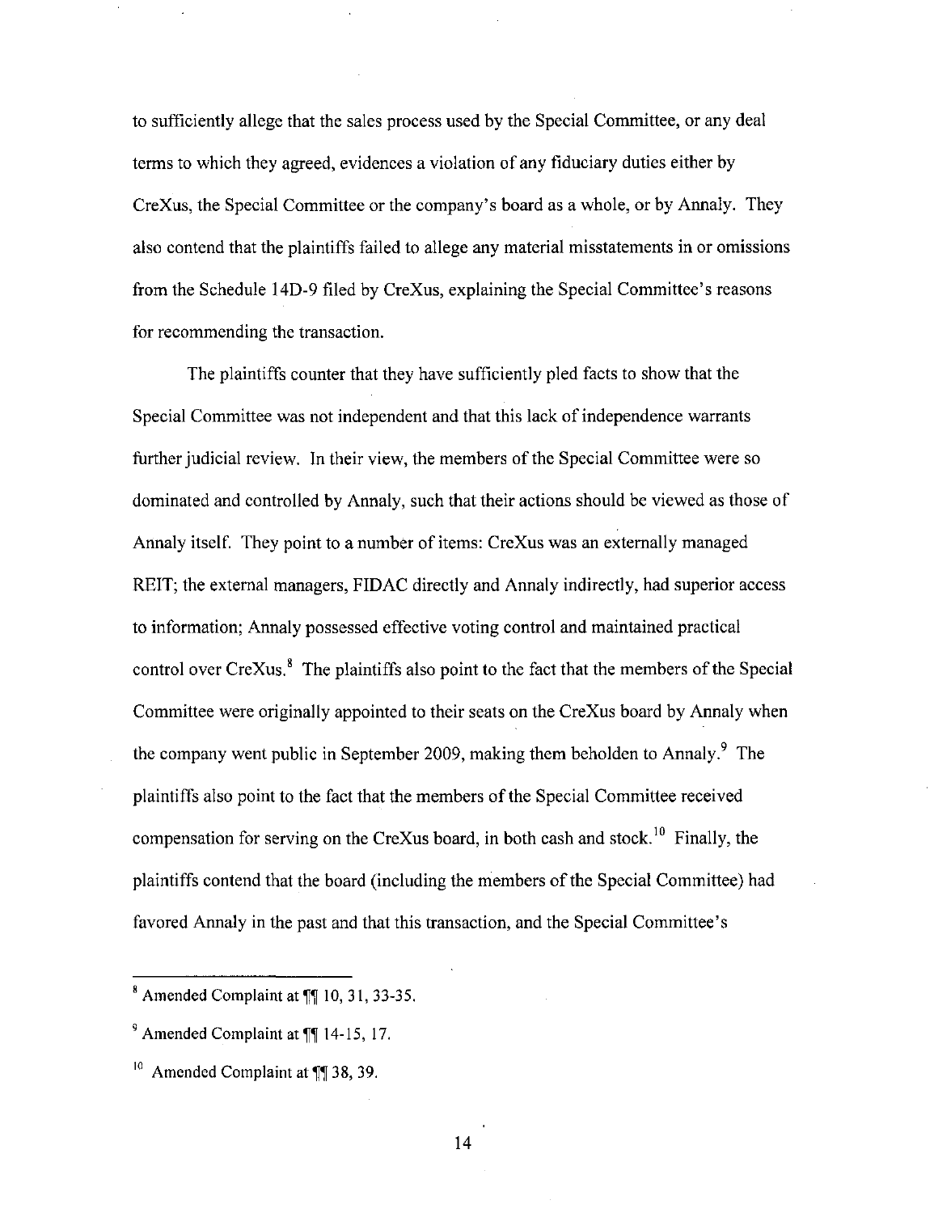to sufficiently allege that the sales process used by the Special Committee, or any deal terms to which they agreed, evidences a violation of any fiduciary duties either by CreXus, the Special Committee or the company's board as a whole, or by Annaly. They also contend that the plaintiffs failed to allege any material misstatements in or omissions from the Schedule 14D-9 filed by CreXus, explaining the Special Committee's reasons for recommending the transaction.

The plaintiffs counter that they have sufficiently pled facts to show that the Special Committee was not independent and that this lack of independence warrants further judicial review. In their view, the members of the Special Committee were so dominated and controlled by Annaly, such that their actions should be viewed as those of Annaly itself. They point to a number of items: CreXus was an externally managed REIT; the external managers, FIDAC directly and Annaly indirectly, had superior access to information; Annaly possessed effective voting control and maintained practical control over CreXus.[8] The plaintiffs also point to the fact that the members of the Special Committee were originally appointed to their seats on the CreXus board by Annaly when the company went public in September 2009, making them beholden to Annaly.[9] The plaintiffs also point to the fact that the members of the Special Committee received compensation for serving on the CreXus board, in both cash and stock.[10] Finally, the plaintiffs contend that the board (including the members of the Special Committee) had favored Annaly in the past and that this transaction, and the Special Committee's

---

[8] Amended Complaint at ¶¶ 10, 31, 33-35.

[9] Amended Complaint at ¶¶ 14-15, 17.

[10] Amended Complaint at ¶¶ 38, 39.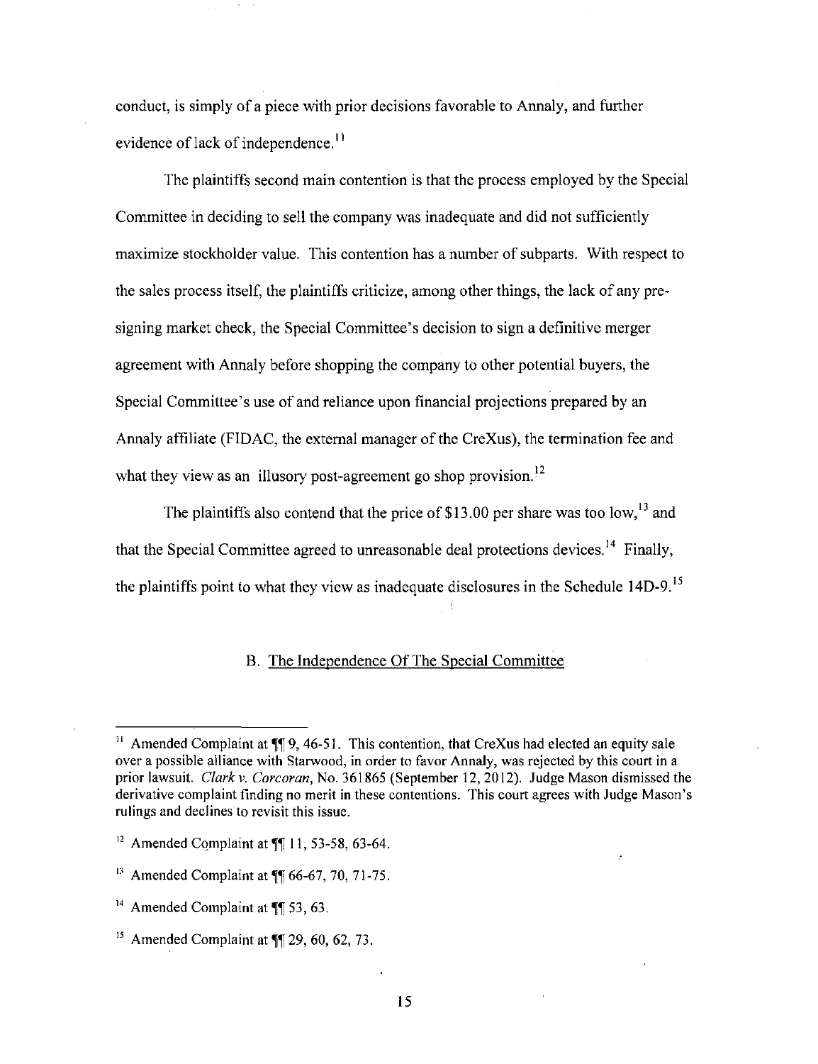conduct, is simply of a piece with prior decisions favorable to Annaly, and further evidence of lack of independence.[11]

The plaintiffs second main contention is that the process employed by the Special Committee in deciding to sell the company was inadequate and did not sufficiently maximize stockholder value. This contention has a number of subparts. With respect to the sales process itself, the plaintiffs criticize, among other things, the lack of any pre-signing market check, the Special Committee's decision to sign a definitive merger agreement with Annaly before shopping the company to other potential buyers, the Special Committee's use of and reliance upon financial projections prepared by an Annaly affiliate (FIDAC, the external manager of the CreXus), the termination fee and what they view as an illusory post-agreement go shop provision.[12]

The plaintiffs also contend that the price of $13.00 per share was too low,[13] and that the Special Committee agreed to unreasonable deal protections devices.[14] Finally, the plaintiffs point to what they view as inadequate disclosures in the Schedule 14D-9.[15]

B. <u>The Independence Of The Special Committee</u>

---

[11] Amended Complaint at ¶¶ 9, 46-51. This contention, that CreXus had elected an equity sale over a possible alliance with Starwood, in order to favor Annaly, was rejected by this court in a prior lawsuit. *Clark v. Corcoran*, No. 361865 (September 12, 2012). Judge Mason dismissed the derivative complaint finding no merit in these contentions. This court agrees with Judge Mason's rulings and declines to revisit this issue.

[12] Amended Complaint at ¶¶ 11, 53-58, 63-64.

[13] Amended Complaint at ¶¶ 66-67, 70, 71-75.

[14] Amended Complaint at ¶¶ 53, 63.

[15] Amended Complaint at ¶¶ 29, 60, 62, 73.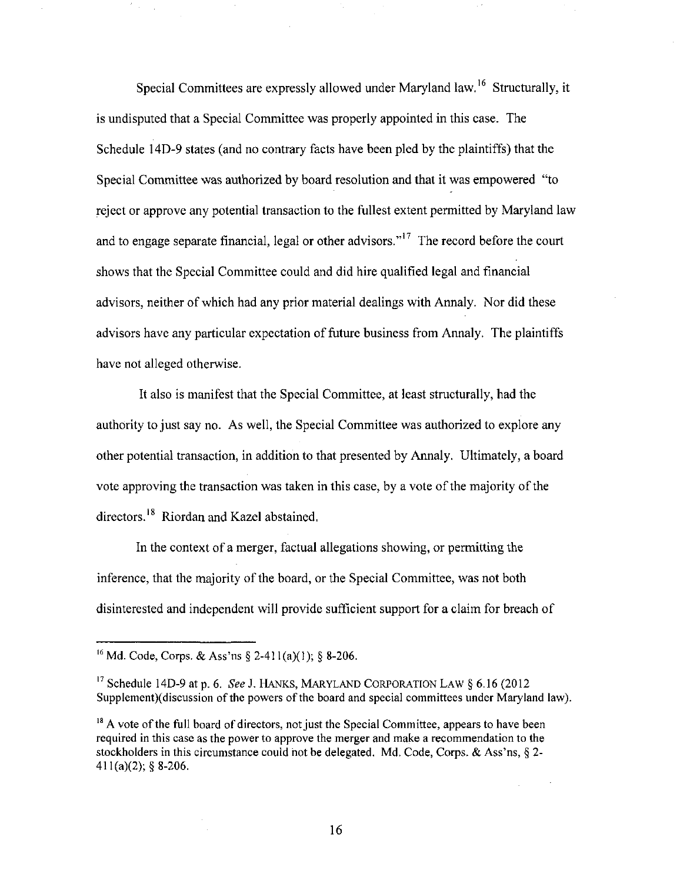Special Committees are expressly allowed under Maryland law.[16] Structurally, it is undisputed that a Special Committee was properly appointed in this case. The Schedule 14D-9 states (and no contrary facts have been pled by the plaintiffs) that the Special Committee was authorized by board resolution and that it was empowered "to reject or approve any potential transaction to the fullest extent permitted by Maryland law and to engage separate financial, legal or other advisors."[17] The record before the court shows that the Special Committee could and did hire qualified legal and financial advisors, neither of which had any prior material dealings with Annaly. Nor did these advisors have any particular expectation of future business from Annaly. The plaintiffs have not alleged otherwise.

It also is manifest that the Special Committee, at least structurally, had the authority to just say no. As well, the Special Committee was authorized to explore any other potential transaction, in addition to that presented by Annaly. Ultimately, a board vote approving the transaction was taken in this case, by a vote of the majority of the directors.[18] Riordan and Kazel abstained.

In the context of a merger, factual allegations showing, or permitting the inference, that the majority of the board, or the Special Committee, was not both disinterested and independent will provide sufficient support for a claim for breach of

---

[16] Md. Code, Corps. & Ass'ns § 2-411(a)(1); § 8-206.

[17] Schedule 14D-9 at p. 6. *See* J. HANKS, MARYLAND CORPORATION LAW § 6.16 (2012 Supplement)(discussion of the powers of the board and special committees under Maryland law).

[18] A vote of the full board of directors, not just the Special Committee, appears to have been required in this case as the power to approve the merger and make a recommendation to the stockholders in this circumstance could not be delegated. Md. Code, Corps. & Ass'ns, § 2-411(a)(2); § 8-206.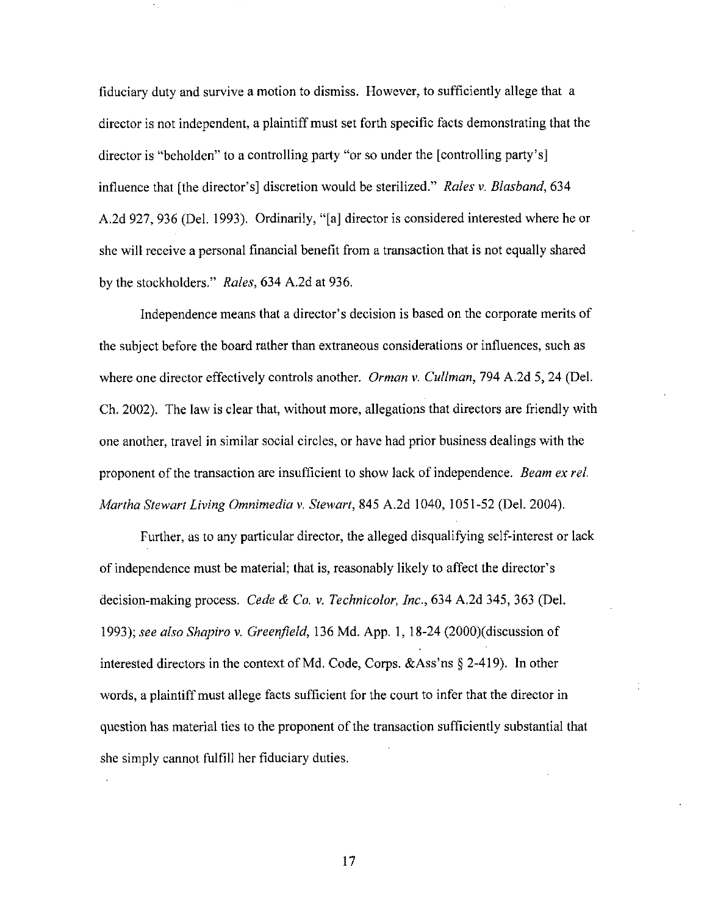fiduciary duty and survive a motion to dismiss. However, to sufficiently allege that a director is not independent, a plaintiff must set forth specific facts demonstrating that the director is "beholden" to a controlling party "or so under the [controlling party's] influence that [the director's] discretion would be sterilized." *Rales v. Blasband*, 634 A.2d 927, 936 (Del. 1993). Ordinarily, "[a] director is considered interested where he or she will receive a personal financial benefit from a transaction that is not equally shared by the stockholders." *Rales*, 634 A.2d at 936.

Independence means that a director's decision is based on the corporate merits of the subject before the board rather than extraneous considerations or influences, such as where one director effectively controls another. *Orman v. Cullman*, 794 A.2d 5, 24 (Del. Ch. 2002). The law is clear that, without more, allegations that directors are friendly with one another, travel in similar social circles, or have had prior business dealings with the proponent of the transaction are insufficient to show lack of independence. *Beam ex rel. Martha Stewart Living Omnimedia v. Stewart*, 845 A.2d 1040, 1051-52 (Del. 2004).

Further, as to any particular director, the alleged disqualifying self-interest or lack of independence must be material; that is, reasonably likely to affect the director's decision-making process. *Cede & Co. v. Technicolor, Inc.*, 634 A.2d 345, 363 (Del. 1993); *see also Shapiro v. Greenfield*, 136 Md. App. 1, 18-24 (2000)(discussion of interested directors in the context of Md. Code, Corps. &Ass'ns § 2-419). In other words, a plaintiff must allege facts sufficient for the court to infer that the director in question has material ties to the proponent of the transaction sufficiently substantial that she simply cannot fulfill her fiduciary duties.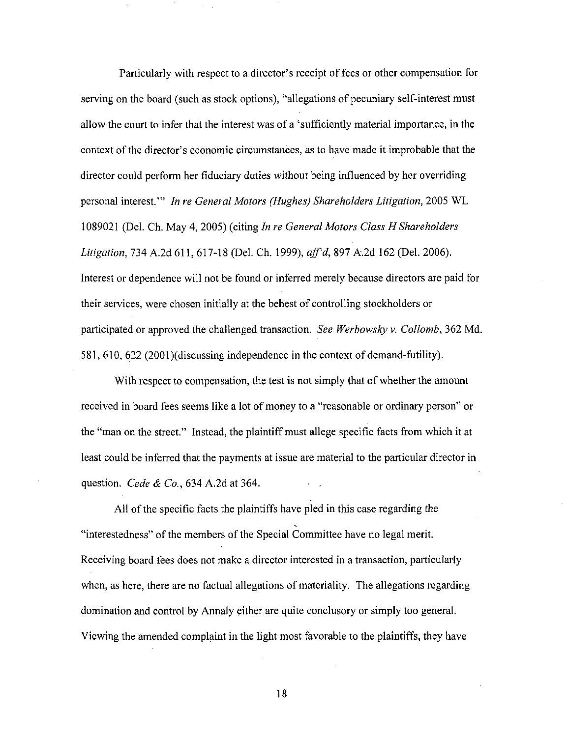Particularly with respect to a director's receipt of fees or other compensation for serving on the board (such as stock options), "allegations of pecuniary self-interest must allow the court to infer that the interest was of a 'sufficiently material importance, in the context of the director's economic circumstances, as to have made it improbable that the director could perform her fiduciary duties without being influenced by her overriding personal interest.'" *In re General Motors (Hughes) Shareholders Litigation*, 2005 WL 1089021 (Del. Ch. May 4, 2005) (citing *In re General Motors Class H Shareholders Litigation*, 734 A.2d 611, 617-18 (Del. Ch. 1999), *aff'd*, 897 A.2d 162 (Del. 2006). Interest or dependence will not be found or inferred merely because directors are paid for their services, were chosen initially at the behest of controlling stockholders or participated or approved the challenged transaction. *See Werbowsky v. Collomb*, 362 Md. 581, 610, 622 (2001)(discussing independence in the context of demand-futility).

With respect to compensation, the test is not simply that of whether the amount received in board fees seems like a lot of money to a "reasonable or ordinary person" or the "man on the street." Instead, the plaintiff must allege specific facts from which it at least could be inferred that the payments at issue are material to the particular director in question. *Cede & Co.*, 634 A.2d at 364.

All of the specific facts the plaintiffs have pled in this case regarding the "interestedness" of the members of the Special Committee have no legal merit. Receiving board fees does not make a director interested in a transaction, particularly when, as here, there are no factual allegations of materiality. The allegations regarding domination and control by Annaly either are quite conclusory or simply too general. Viewing the amended complaint in the light most favorable to the plaintiffs, they have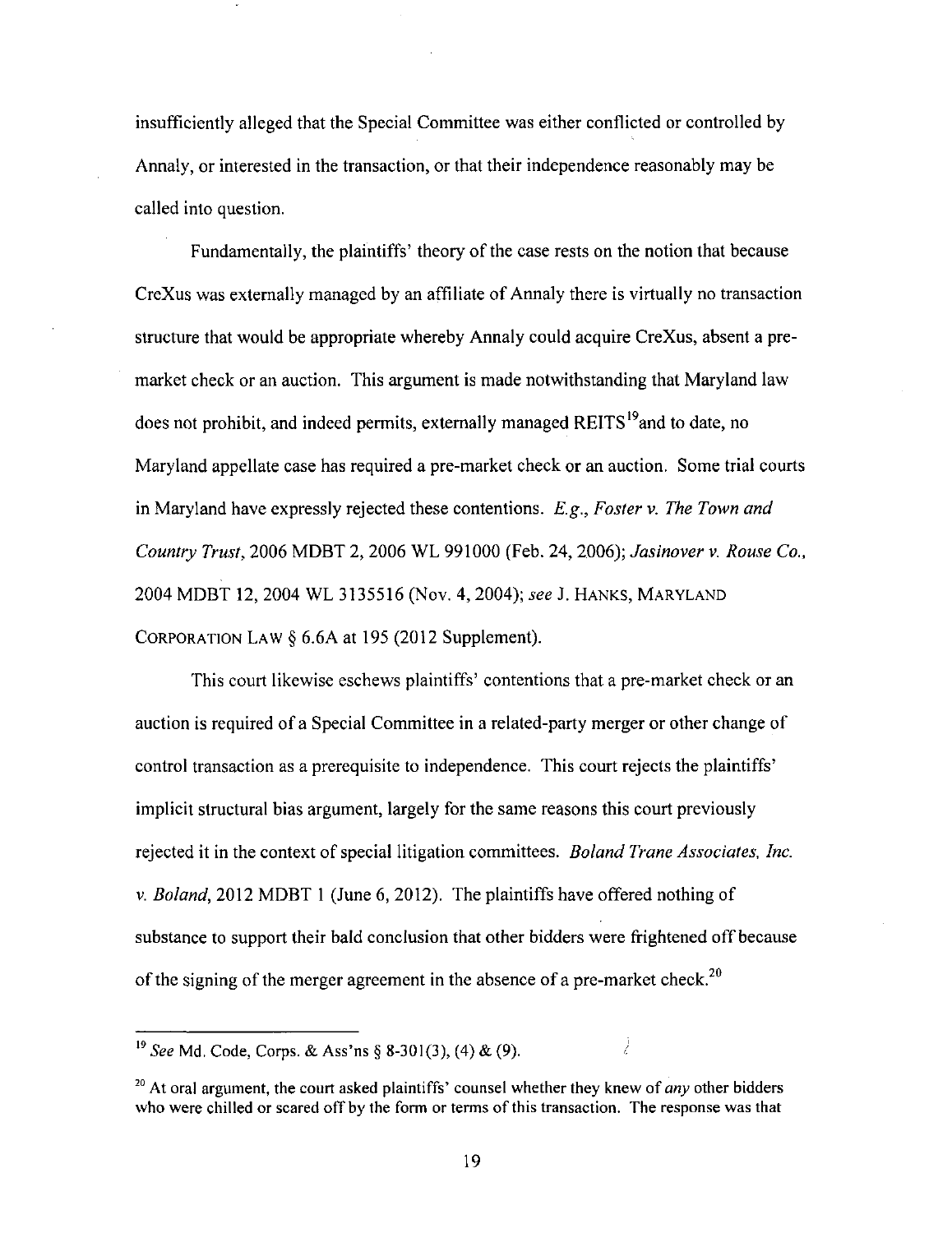insufficiently alleged that the Special Committee was either conflicted or controlled by Annaly, or interested in the transaction, or that their independence reasonably may be called into question.

Fundamentally, the plaintiffs' theory of the case rests on the notion that because CreXus was externally managed by an affiliate of Annaly there is virtually no transaction structure that would be appropriate whereby Annaly could acquire CreXus, absent a pre-market check or an auction. This argument is made notwithstanding that Maryland law does not prohibit, and indeed permits, externally managed REITS[19]and to date, no Maryland appellate case has required a pre-market check or an auction. Some trial courts in Maryland have expressly rejected these contentions. *E.g., Foster v. The Town and Country Trust*, 2006 MDBT 2, 2006 WL 991000 (Feb. 24, 2006); *Jasinover v. Rouse Co.*, 2004 MDBT 12, 2004 WL 3135516 (Nov. 4, 2004); *see* J. HANKS, MARYLAND CORPORATION LAW § 6.6A at 195 (2012 Supplement).

This court likewise eschews plaintiffs' contentions that a pre-market check or an auction is required of a Special Committee in a related-party merger or other change of control transaction as a prerequisite to independence. This court rejects the plaintiffs' implicit structural bias argument, largely for the same reasons this court previously rejected it in the context of special litigation committees. *Boland Trane Associates, Inc. v. Boland*, 2012 MDBT 1 (June 6, 2012). The plaintiffs have offered nothing of substance to support their bald conclusion that other bidders were frightened off because of the signing of the merger agreement in the absence of a pre-market check.[20]

---

[19] *See* Md. Code, Corps. & Ass'ns § 8-301(3), (4) & (9).

[20] At oral argument, the court asked plaintiffs' counsel whether they knew of *any* other bidders who were chilled or scared off by the form or terms of this transaction. The response was that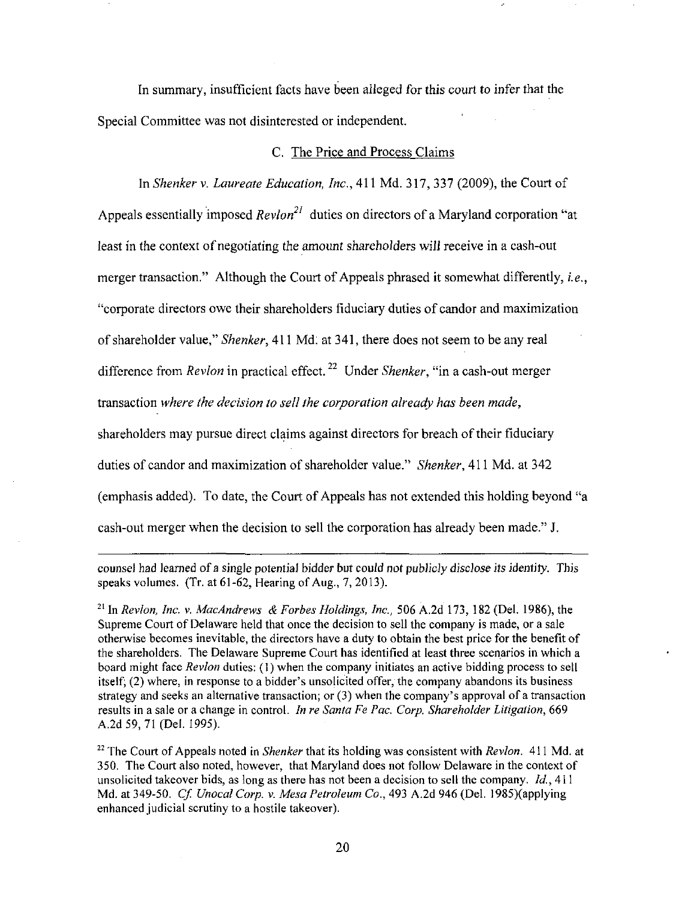In summary, insufficient facts have been alleged for this court to infer that the Special Committee was not disinterested or independent.

### C. The Price and Process Claims

In *Shenker v. Laureate Education, Inc.*, 411 Md. 317, 337 (2009), the Court of Appeals essentially imposed *Revlon*[21] duties on directors of a Maryland corporation "at least in the context of negotiating the amount shareholders will receive in a cash-out merger transaction." Although the Court of Appeals phrased it somewhat differently, *i.e.*, "corporate directors owe their shareholders fiduciary duties of candor and maximization of shareholder value," *Shenker*, 411 Md. at 341, there does not seem to be any real difference from *Revlon* in practical effect.[22] Under *Shenker*, "in a cash-out merger transaction *where the decision to sell the corporation already has been made*, shareholders may pursue direct claims against directors for breach of their fiduciary duties of candor and maximization of shareholder value." *Shenker*, 411 Md. at 342 (emphasis added). To date, the Court of Appeals has not extended this holding beyond "a cash-out merger when the decision to sell the corporation has already been made." J.

---

counsel had learned of a single potential bidder but could not publicly disclose its identity. This speaks volumes. (Tr. at 61-62, Hearing of Aug., 7, 2013).

[21] In *Revlon, Inc. v. MacAndrews & Forbes Holdings, Inc.*, 506 A.2d 173, 182 (Del. 1986), the Supreme Court of Delaware held that once the decision to sell the company is made, or a sale otherwise becomes inevitable, the directors have a duty to obtain the best price for the benefit of the shareholders. The Delaware Supreme Court has identified at least three scenarios in which a board might face *Revlon* duties: (1) when the company initiates an active bidding process to sell itself; (2) where, in response to a bidder's unsolicited offer, the company abandons its business strategy and seeks an alternative transaction; or (3) when the company's approval of a transaction results in a sale or a change in control. *In re Santa Fe Pac. Corp. Shareholder Litigation*, 669 A.2d 59, 71 (Del. 1995).

[22] The Court of Appeals noted in *Shenker* that its holding was consistent with *Revlon*. 411 Md. at 350. The Court also noted, however, that Maryland does not follow Delaware in the context of unsolicited takeover bids, as long as there has not been a decision to sell the company. *Id.*, 411 Md. at 349-50. *Cf. Unocal Corp. v. Mesa Petroleum Co.*, 493 A.2d 946 (Del. 1985)(applying enhanced judicial scrutiny to a hostile takeover).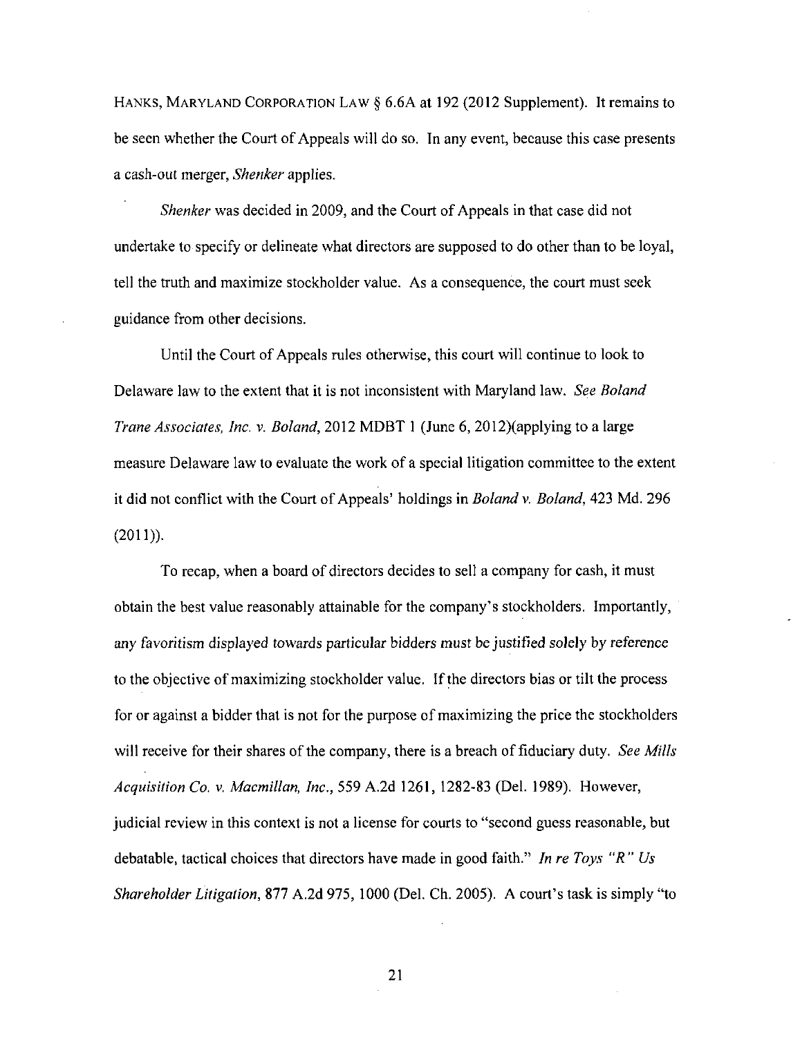HANKS, MARYLAND CORPORATION LAW § 6.6A at 192 (2012 Supplement). It remains to be seen whether the Court of Appeals will do so. In any event, because this case presents a cash-out merger, *Shenker* applies.

*Shenker* was decided in 2009, and the Court of Appeals in that case did not undertake to specify or delineate what directors are supposed to do other than to be loyal, tell the truth and maximize stockholder value. As a consequence, the court must seek guidance from other decisions.

Until the Court of Appeals rules otherwise, this court will continue to look to Delaware law to the extent that it is not inconsistent with Maryland law. *See Boland Trane Associates, Inc. v. Boland*, 2012 MDBT 1 (June 6, 2012)(applying to a large measure Delaware law to evaluate the work of a special litigation committee to the extent it did not conflict with the Court of Appeals' holdings in *Boland v. Boland*, 423 Md. 296 (2011)).

To recap, when a board of directors decides to sell a company for cash, it must obtain the best value reasonably attainable for the company's stockholders. Importantly, any favoritism displayed towards particular bidders must be justified solely by reference to the objective of maximizing stockholder value. If the directors bias or tilt the process for or against a bidder that is not for the purpose of maximizing the price the stockholders will receive for their shares of the company, there is a breach of fiduciary duty. *See Mills Acquisition Co. v. Macmillan, Inc.*, 559 A.2d 1261, 1282-83 (Del. 1989). However, judicial review in this context is not a license for courts to "second guess reasonable, but debatable, tactical choices that directors have made in good faith." *In re Toys "R" Us Shareholder Litigation*, 877 A.2d 975, 1000 (Del. Ch. 2005). A court's task is simply "to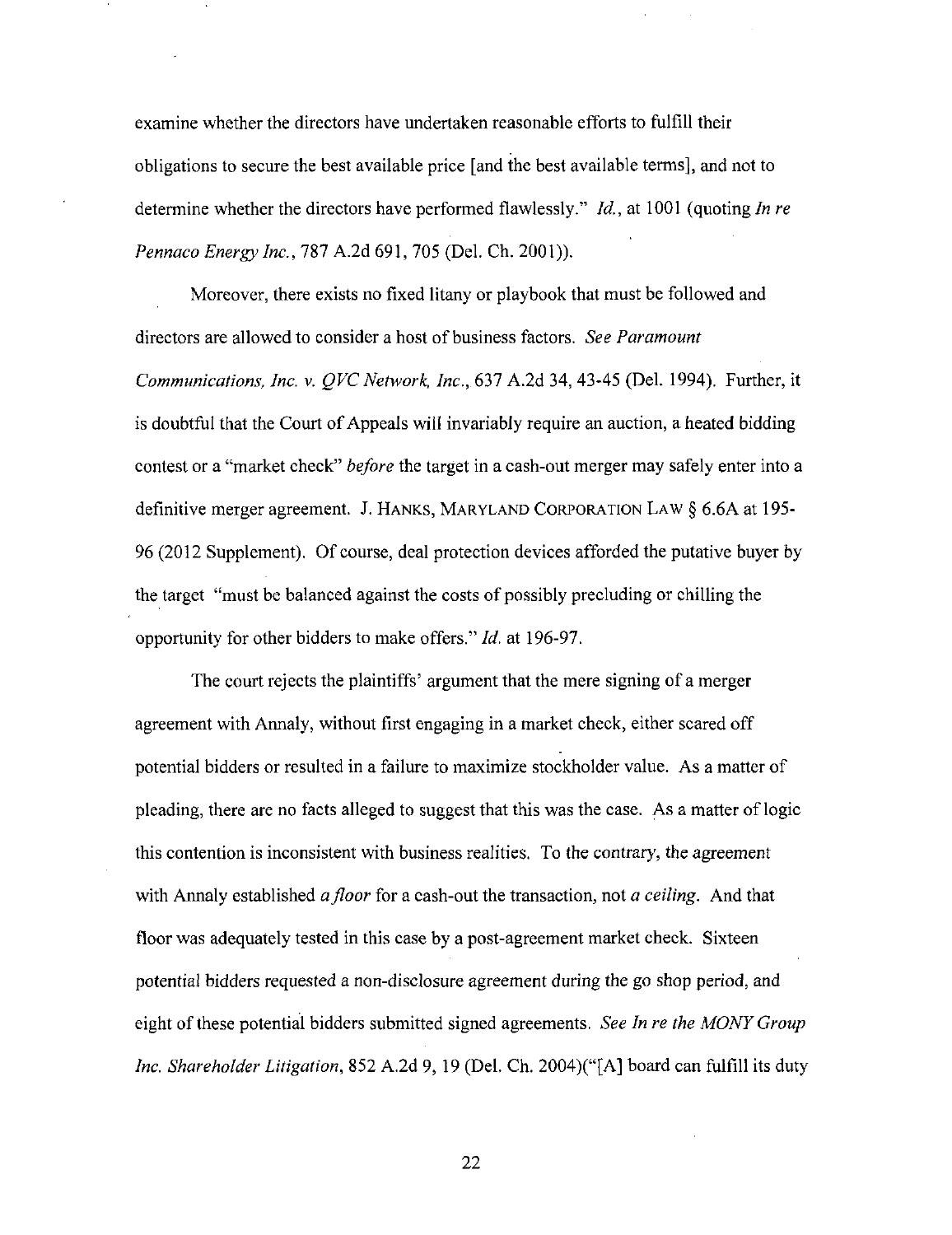examine whether the directors have undertaken reasonable efforts to fulfill their obligations to secure the best available price [and the best available terms], and not to determine whether the directors have performed flawlessly." *Id.*, at 1001 (quoting *In re Pennaco Energy Inc.*, 787 A.2d 691, 705 (Del. Ch. 2001)).

Moreover, there exists no fixed litany or playbook that must be followed and directors are allowed to consider a host of business factors. *See Paramount Communications, Inc. v. QVC Network, Inc.*, 637 A.2d 34, 43-45 (Del. 1994). Further, it is doubtful that the Court of Appeals will invariably require an auction, a heated bidding contest or a "market check" *before* the target in a cash-out merger may safely enter into a definitive merger agreement. J. HANKS, MARYLAND CORPORATION LAW § 6.6A at 195-96 (2012 Supplement). Of course, deal protection devices afforded the putative buyer by the target "must be balanced against the costs of possibly precluding or chilling the opportunity for other bidders to make offers." *Id.* at 196-97.

The court rejects the plaintiffs' argument that the mere signing of a merger agreement with Annaly, without first engaging in a market check, either scared off potential bidders or resulted in a failure to maximize stockholder value. As a matter of pleading, there are no facts alleged to suggest that this was the case. As a matter of logic this contention is inconsistent with business realities. To the contrary, the agreement with Annaly established *a floor* for a cash-out the transaction, not *a ceiling*. And that floor was adequately tested in this case by a post-agreement market check. Sixteen potential bidders requested a non-disclosure agreement during the go shop period, and eight of these potential bidders submitted signed agreements. *See In re the MONY Group Inc. Shareholder Litigation*, 852 A.2d 9, 19 (Del. Ch. 2004)("[A] board can fulfill its duty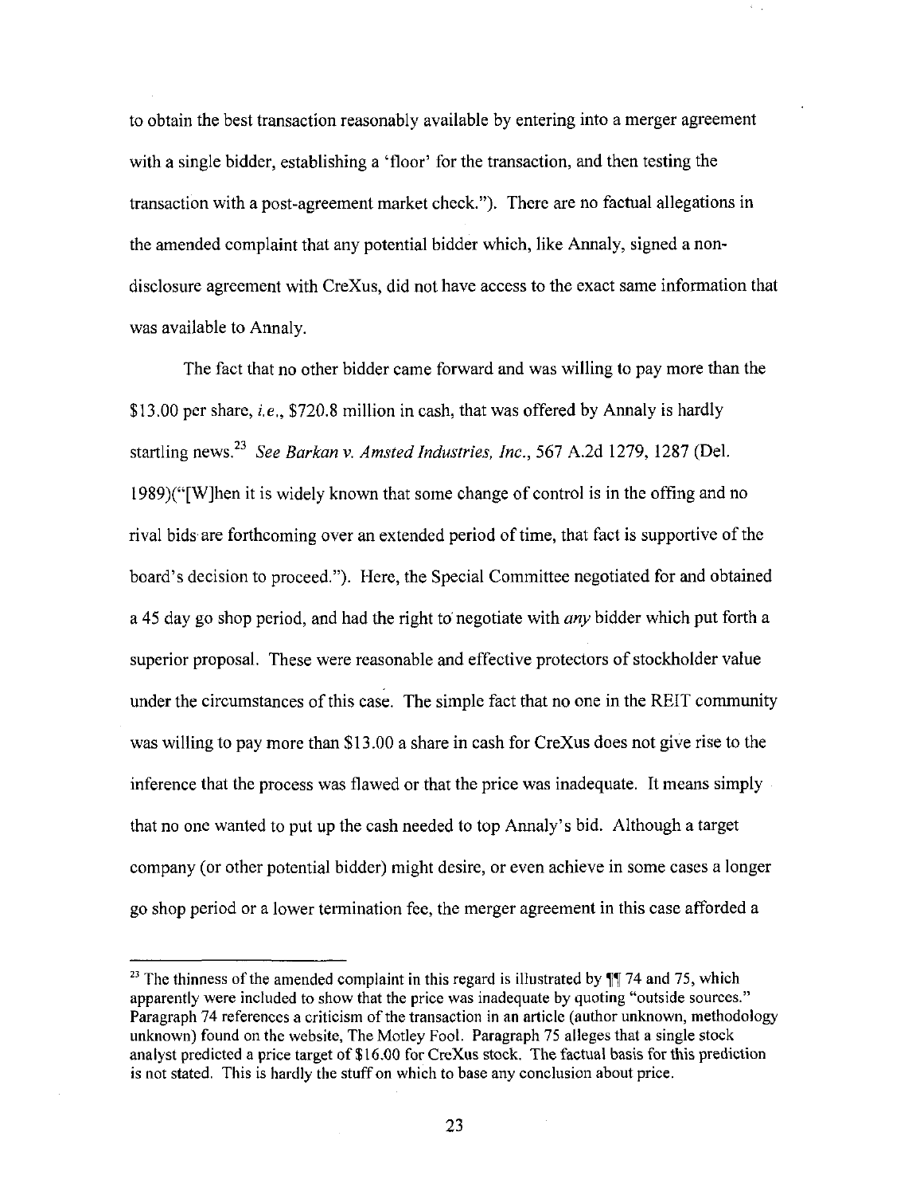to obtain the best transaction reasonably available by entering into a merger agreement with a single bidder, establishing a 'floor' for the transaction, and then testing the transaction with a post-agreement market check."). There are no factual allegations in the amended complaint that any potential bidder which, like Annaly, signed a non-disclosure agreement with CreXus, did not have access to the exact same information that was available to Annaly.

The fact that no other bidder came forward and was willing to pay more than the $13.00 per share, *i.e.*, $720.8 million in cash, that was offered by Annaly is hardly startling news.[23] *See Barkan v. Amsted Industries, Inc.*, 567 A.2d 1279, 1287 (Del. 1989)("[W]hen it is widely known that some change of control is in the offing and no rival bids are forthcoming over an extended period of time, that fact is supportive of the board's decision to proceed."). Here, the Special Committee negotiated for and obtained a 45 day go shop period, and had the right to negotiate with *any* bidder which put forth a superior proposal. These were reasonable and effective protectors of stockholder value under the circumstances of this case. The simple fact that no one in the REIT community was willing to pay more than $13.00 a share in cash for CreXus does not give rise to the inference that the process was flawed or that the price was inadequate. It means simply that no one wanted to put up the cash needed to top Annaly's bid. Although a target company (or other potential bidder) might desire, or even achieve in some cases a longer go shop period or a lower termination fee, the merger agreement in this case afforded a

---

[23] The thinness of the amended complaint in this regard is illustrated by ¶¶ 74 and 75, which apparently were included to show that the price was inadequate by quoting "outside sources." Paragraph 74 references a criticism of the transaction in an article (author unknown, methodology unknown) found on the website, The Motley Fool. Paragraph 75 alleges that a single stock analyst predicted a price target of $16.00 for CreXus stock. The factual basis for this prediction is not stated. This is hardly the stuff on which to base any conclusion about price.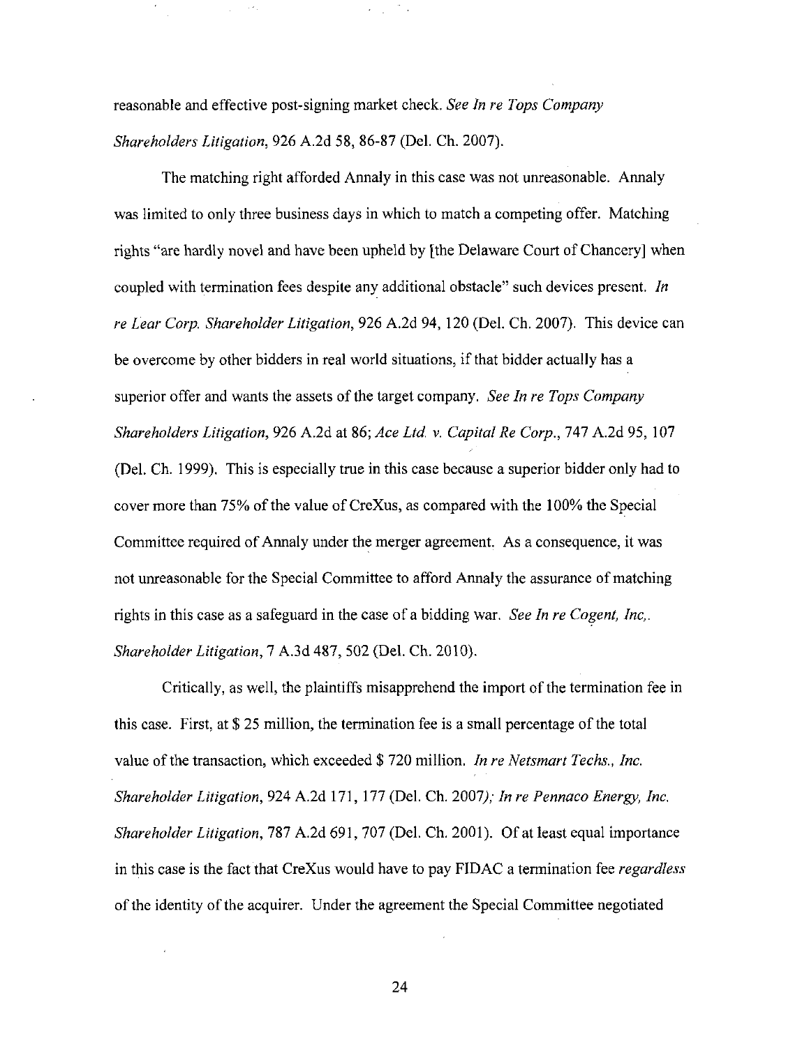reasonable and effective post-signing market check. *See In re Tops Company Shareholders Litigation*, 926 A.2d 58, 86-87 (Del. Ch. 2007).

The matching right afforded Annaly in this case was not unreasonable. Annaly was limited to only three business days in which to match a competing offer. Matching rights "are hardly novel and have been upheld by [the Delaware Court of Chancery] when coupled with termination fees despite any additional obstacle" such devices present. *In re Lear Corp. Shareholder Litigation*, 926 A.2d 94, 120 (Del. Ch. 2007). This device can be overcome by other bidders in real world situations, if that bidder actually has a superior offer and wants the assets of the target company. *See In re Tops Company Shareholders Litigation*, 926 A.2d at 86; *Ace Ltd. v. Capital Re Corp.*, 747 A.2d 95, 107 (Del. Ch. 1999). This is especially true in this case because a superior bidder only had to cover more than 75% of the value of CreXus, as compared with the 100% the Special Committee required of Annaly under the merger agreement. As a consequence, it was not unreasonable for the Special Committee to afford Annaly the assurance of matching rights in this case as a safeguard in the case of a bidding war. *See In re Cogent, Inc,. Shareholder Litigation*, 7 A.3d 487, 502 (Del. Ch. 2010).

Critically, as well, the plaintiffs misapprehend the import of the termination fee in this case. First, at $ 25 million, the termination fee is a small percentage of the total value of the transaction, which exceeded $ 720 million. *In re Netsmart Techs., Inc. Shareholder Litigation*, 924 A.2d 171, 177 (Del. Ch. 2007); *In re Pennaco Energy, Inc. Shareholder Litigation*, 787 A.2d 691, 707 (Del. Ch. 2001). Of at least equal importance in this case is the fact that CreXus would have to pay FIDAC a termination fee *regardless* of the identity of the acquirer. Under the agreement the Special Committee negotiated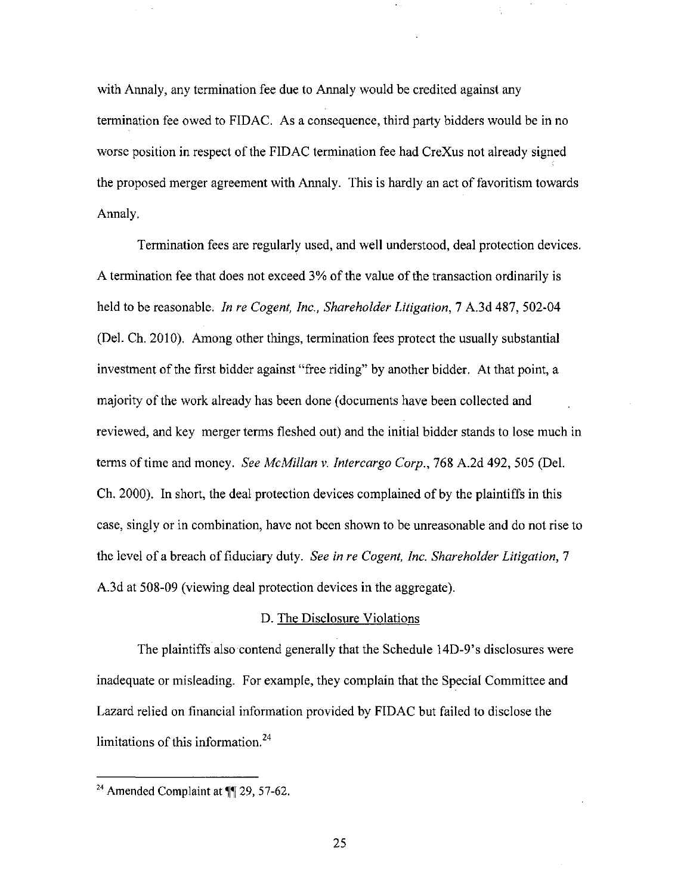with Annaly, any termination fee due to Annaly would be credited against any termination fee owed to FIDAC. As a consequence, third party bidders would be in no worse position in respect of the FIDAC termination fee had CreXus not already signed the proposed merger agreement with Annaly. This is hardly an act of favoritism towards Annaly.

Termination fees are regularly used, and well understood, deal protection devices. A termination fee that does not exceed 3% of the value of the transaction ordinarily is held to be reasonable. *In re Cogent, Inc., Shareholder Litigation*, 7 A.3d 487, 502-04 (Del. Ch. 2010). Among other things, termination fees protect the usually substantial investment of the first bidder against "free riding" by another bidder. At that point, a majority of the work already has been done (documents have been collected and reviewed, and key merger terms fleshed out) and the initial bidder stands to lose much in terms of time and money. *See McMillan v. Intercargo Corp.*, 768 A.2d 492, 505 (Del. Ch. 2000). In short, the deal protection devices complained of by the plaintiffs in this case, singly or in combination, have not been shown to be unreasonable and do not rise to the level of a breach of fiduciary duty. *See in re Cogent, Inc. Shareholder Litigation*, 7 A.3d at 508-09 (viewing deal protection devices in the aggregate).

D. <u>The Disclosure Violations</u>

The plaintiffs also contend generally that the Schedule 14D-9's disclosures were inadequate or misleading. For example, they complain that the Special Committee and Lazard relied on financial information provided by FIDAC but failed to disclose the limitations of this information.[24]

---

[24] Amended Complaint at ¶¶ 29, 57-62.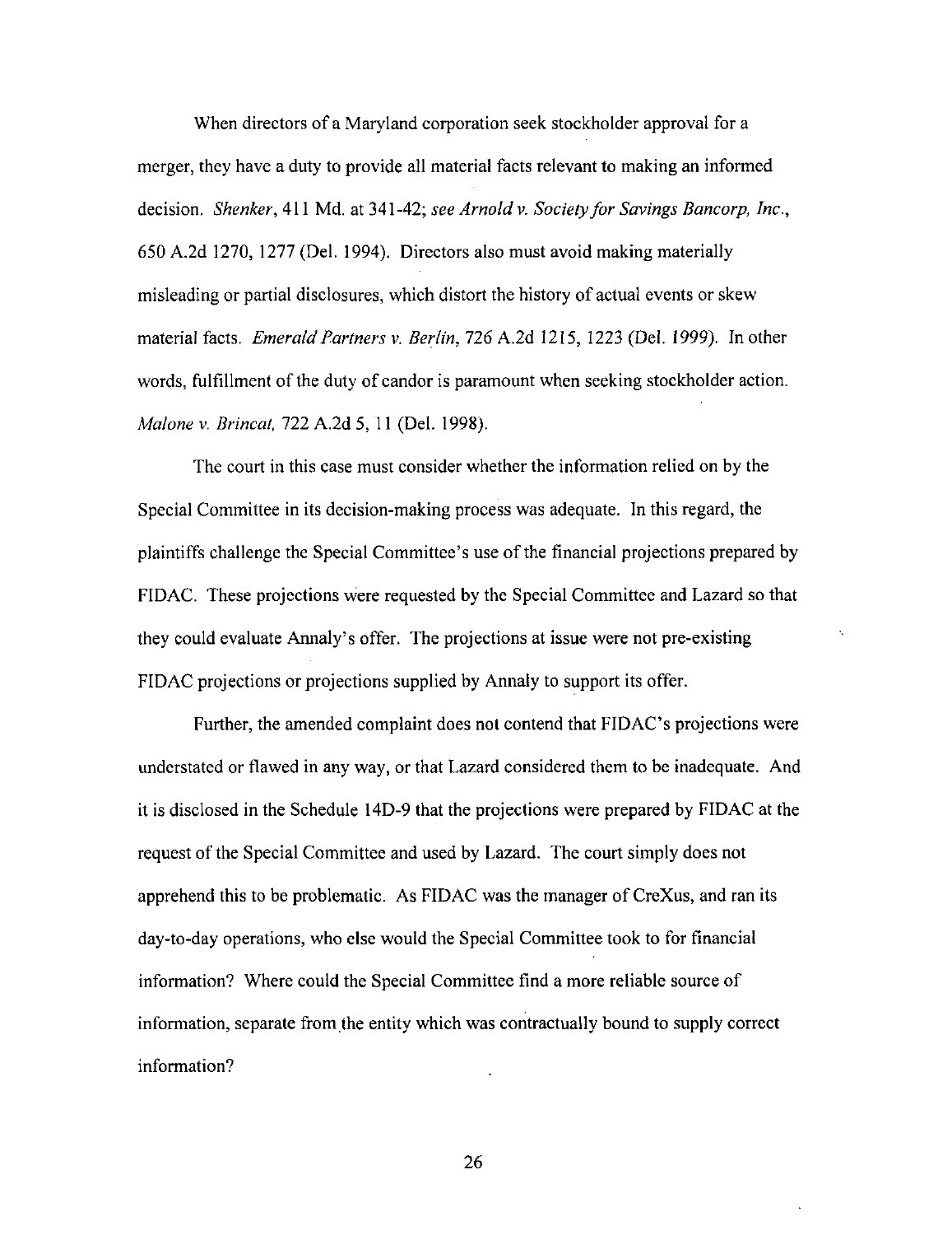When directors of a Maryland corporation seek stockholder approval for a merger, they have a duty to provide all material facts relevant to making an informed decision. *Shenker*, 411 Md. at 341-42; *see Arnold v. Society for Savings Bancorp, Inc.*, 650 A.2d 1270, 1277 (Del. 1994). Directors also must avoid making materially misleading or partial disclosures, which distort the history of actual events or skew material facts. *Emerald Partners v. Berlin*, 726 A.2d 1215, 1223 (Del. 1999). In other words, fulfillment of the duty of candor is paramount when seeking stockholder action. *Malone v. Brincat*, 722 A.2d 5, 11 (Del. 1998).

The court in this case must consider whether the information relied on by the Special Committee in its decision-making process was adequate. In this regard, the plaintiffs challenge the Special Committee's use of the financial projections prepared by FIDAC. These projections were requested by the Special Committee and Lazard so that they could evaluate Annaly's offer. The projections at issue were not pre-existing FIDAC projections or projections supplied by Annaly to support its offer.

Further, the amended complaint does not contend that FIDAC's projections were understated or flawed in any way, or that Lazard considered them to be inadequate. And it is disclosed in the Schedule 14D-9 that the projections were prepared by FIDAC at the request of the Special Committee and used by Lazard. The court simply does not apprehend this to be problematic. As FIDAC was the manager of CreXus, and ran its day-to-day operations, who else would the Special Committee took to for financial information? Where could the Special Committee find a more reliable source of information, separate from the entity which was contractually bound to supply correct information?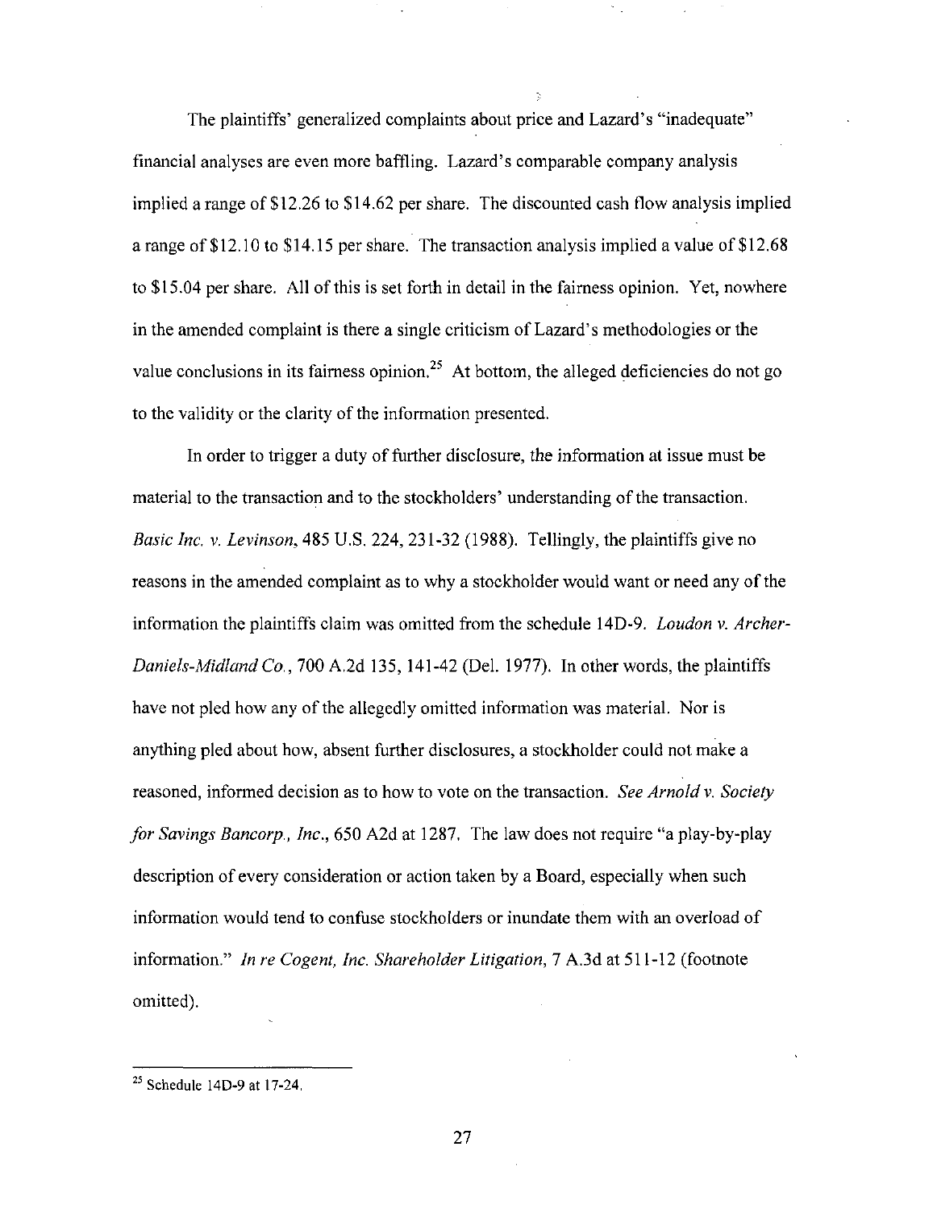The plaintiffs' generalized complaints about price and Lazard's "inadequate" financial analyses are even more baffling. Lazard's comparable company analysis implied a range of $12.26 to $14.62 per share. The discounted cash flow analysis implied a range of $12.10 to $14.15 per share. The transaction analysis implied a value of $12.68 to $15.04 per share. All of this is set forth in detail in the fairness opinion. Yet, nowhere in the amended complaint is there a single criticism of Lazard's methodologies or the value conclusions in its fairness opinion.[25] At bottom, the alleged deficiencies do not go to the validity or the clarity of the information presented.

In order to trigger a duty of further disclosure, the information at issue must be material to the transaction and to the stockholders' understanding of the transaction. *Basic Inc. v. Levinson*, 485 U.S. 224, 231-32 (1988). Tellingly, the plaintiffs give no reasons in the amended complaint as to why a stockholder would want or need any of the information the plaintiffs claim was omitted from the schedule 14D-9. *Loudon v. Archer-Daniels-Midland Co.*, 700 A.2d 135, 141-42 (Del. 1977). In other words, the plaintiffs have not pled how any of the allegedly omitted information was material. Nor is anything pled about how, absent further disclosures, a stockholder could not make a reasoned, informed decision as to how to vote on the transaction. *See Arnold v. Society for Savings Bancorp., Inc.*, 650 A2d at 1287. The law does not require "a play-by-play description of every consideration or action taken by a Board, especially when such information would tend to confuse stockholders or inundate them with an overload of information." *In re Cogent, Inc. Shareholder Litigation*, 7 A.3d at 511-12 (footnote omitted).

---

[25] Schedule 14D-9 at 17-24.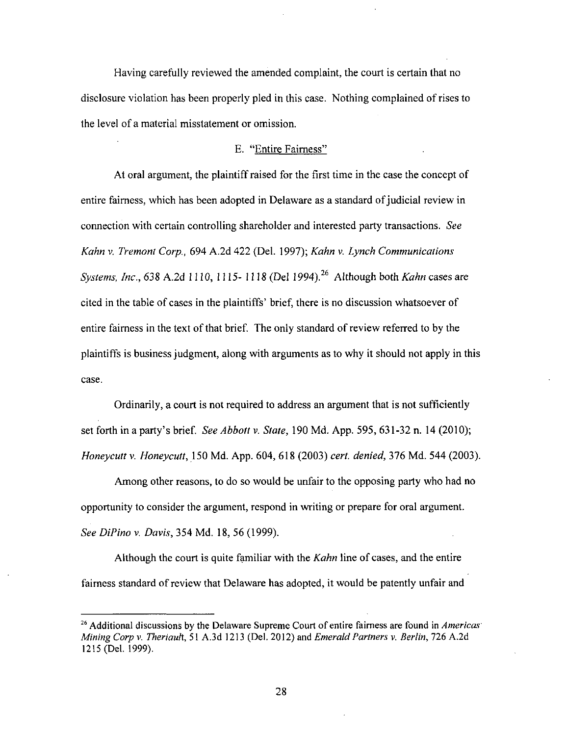Having carefully reviewed the amended complaint, the court is certain that no disclosure violation has been properly pled in this case. Nothing complained of rises to the level of a material misstatement or omission.

### E. "Entire Fairness"

At oral argument, the plaintiff raised for the first time in the case the concept of entire fairness, which has been adopted in Delaware as a standard of judicial review in connection with certain controlling shareholder and interested party transactions. *See Kahn v. Tremont Corp.*, 694 A.2d 422 (Del. 1997); *Kahn v. Lynch Communications Systems, Inc.*, 638 A.2d 1110, 1115- 1118 (Del 1994).[26] Although both *Kahn* cases are cited in the table of cases in the plaintiffs' brief, there is no discussion whatsoever of entire fairness in the text of that brief. The only standard of review referred to by the plaintiffs is business judgment, along with arguments as to why it should not apply in this case.

Ordinarily, a court is not required to address an argument that is not sufficiently set forth in a party's brief. *See Abbott v. State*, 190 Md. App. 595, 631-32 n. 14 (2010); *Honeycutt v. Honeycutt*, 150 Md. App. 604, 618 (2003) *cert. denied*, 376 Md. 544 (2003).

Among other reasons, to do so would be unfair to the opposing party who had no opportunity to consider the argument, respond in writing or prepare for oral argument. *See DiPino v. Davis*, 354 Md. 18, 56 (1999).

Although the court is quite familiar with the *Kahn* line of cases, and the entire fairness standard of review that Delaware has adopted, it would be patently unfair and

---

[26] Additional discussions by the Delaware Supreme Court of entire fairness are found in *Americas Mining Corp v. Theriault*, 51 A.3d 1213 (Del. 2012) and *Emerald Partners v. Berlin*, 726 A.2d 1215 (Del. 1999).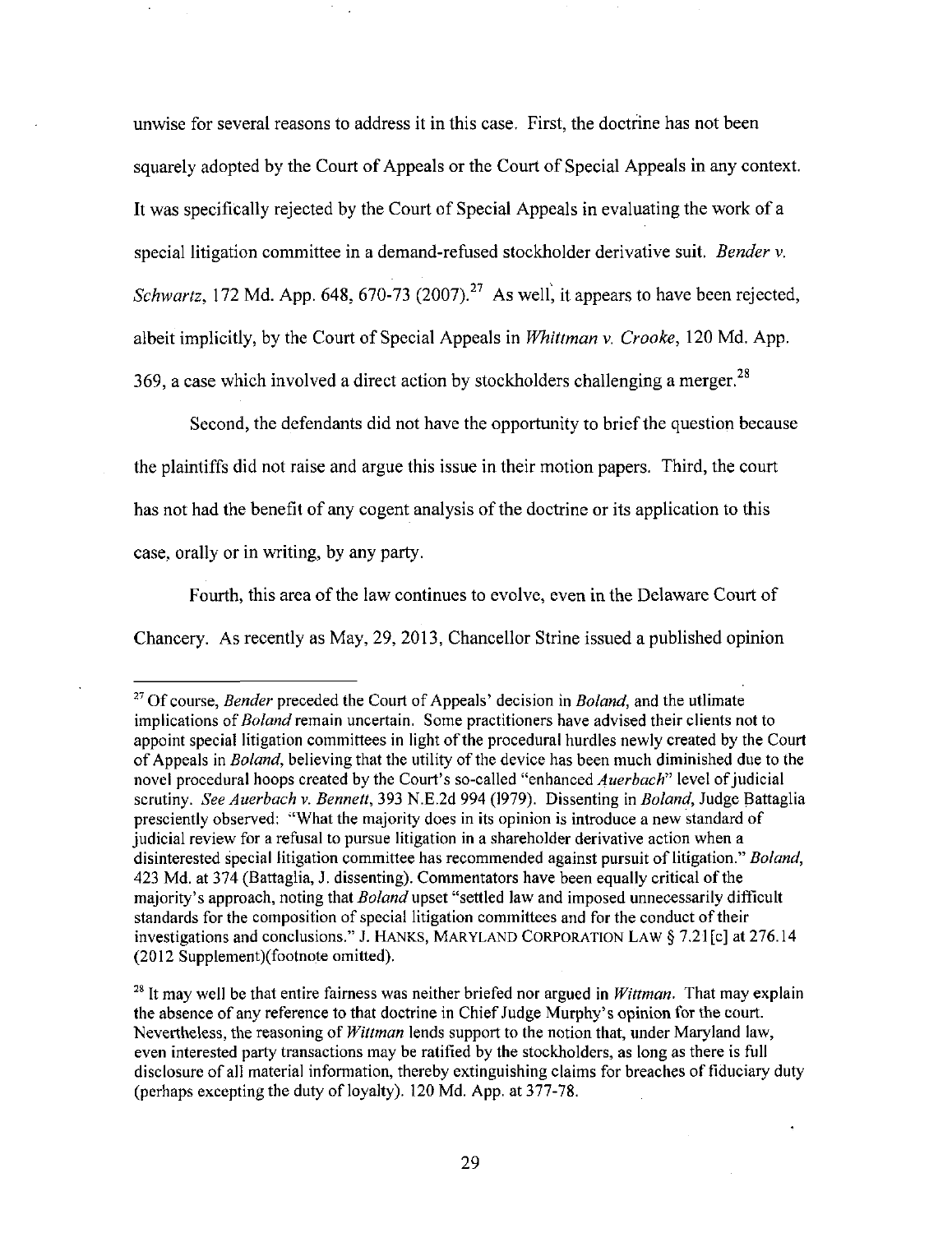unwise for several reasons to address it in this case. First, the doctrine has not been squarely adopted by the Court of Appeals or the Court of Special Appeals in any context. It was specifically rejected by the Court of Special Appeals in evaluating the work of a special litigation committee in a demand-refused stockholder derivative suit. *Bender v. Schwartz*, 172 Md. App. 648, 670-73 (2007).[27] As well, it appears to have been rejected, albeit implicitly, by the Court of Special Appeals in *Whittman v. Crooke*, 120 Md. App. 369, a case which involved a direct action by stockholders challenging a merger.[28]

Second, the defendants did not have the opportunity to brief the question because the plaintiffs did not raise and argue this issue in their motion papers. Third, the court has not had the benefit of any cogent analysis of the doctrine or its application to this case, orally or in writing, by any party.

Fourth, this area of the law continues to evolve, even in the Delaware Court of Chancery. As recently as May, 29, 2013, Chancellor Strine issued a published opinion

---

[27] Of course, *Bender* preceded the Court of Appeals' decision in *Boland*, and the utlimate implications of *Boland* remain uncertain. Some practitioners have advised their clients not to appoint special litigation committees in light of the procedural hurdles newly created by the Court of Appeals in *Boland*, believing that the utility of the device has been much diminished due to the novel procedural hoops created by the Court's so-called "enhanced *Auerbach*" level of judicial scrutiny. *See Auerbach v. Bennett*, 393 N.E.2d 994 (1979). Dissenting in *Boland*, Judge Battaglia presciently observed: "What the majority does in its opinion is introduce a new standard of judicial review for a refusal to pursue litigation in a shareholder derivative action when a disinterested special litigation committee has recommended against pursuit of litigation." *Boland*, 423 Md. at 374 (Battaglia, J. dissenting). Commentators have been equally critical of the majority's approach, noting that *Boland* upset "settled law and imposed unnecessarily difficult standards for the composition of special litigation committees and for the conduct of their investigations and conclusions." J. HANKS, MARYLAND CORPORATION LAW § 7.21[c] at 276.14 (2012 Supplement)(footnote omitted).

[28] It may well be that entire fairness was neither briefed nor argued in *Wittman*. That may explain the absence of any reference to that doctrine in Chief Judge Murphy's opinion for the court. Nevertheless, the reasoning of *Wittman* lends support to the notion that, under Maryland law, even interested party transactions may be ratified by the stockholders, as long as there is full disclosure of all material information, thereby extinguishing claims for breaches of fiduciary duty (perhaps excepting the duty of loyalty). 120 Md. App. at 377-78.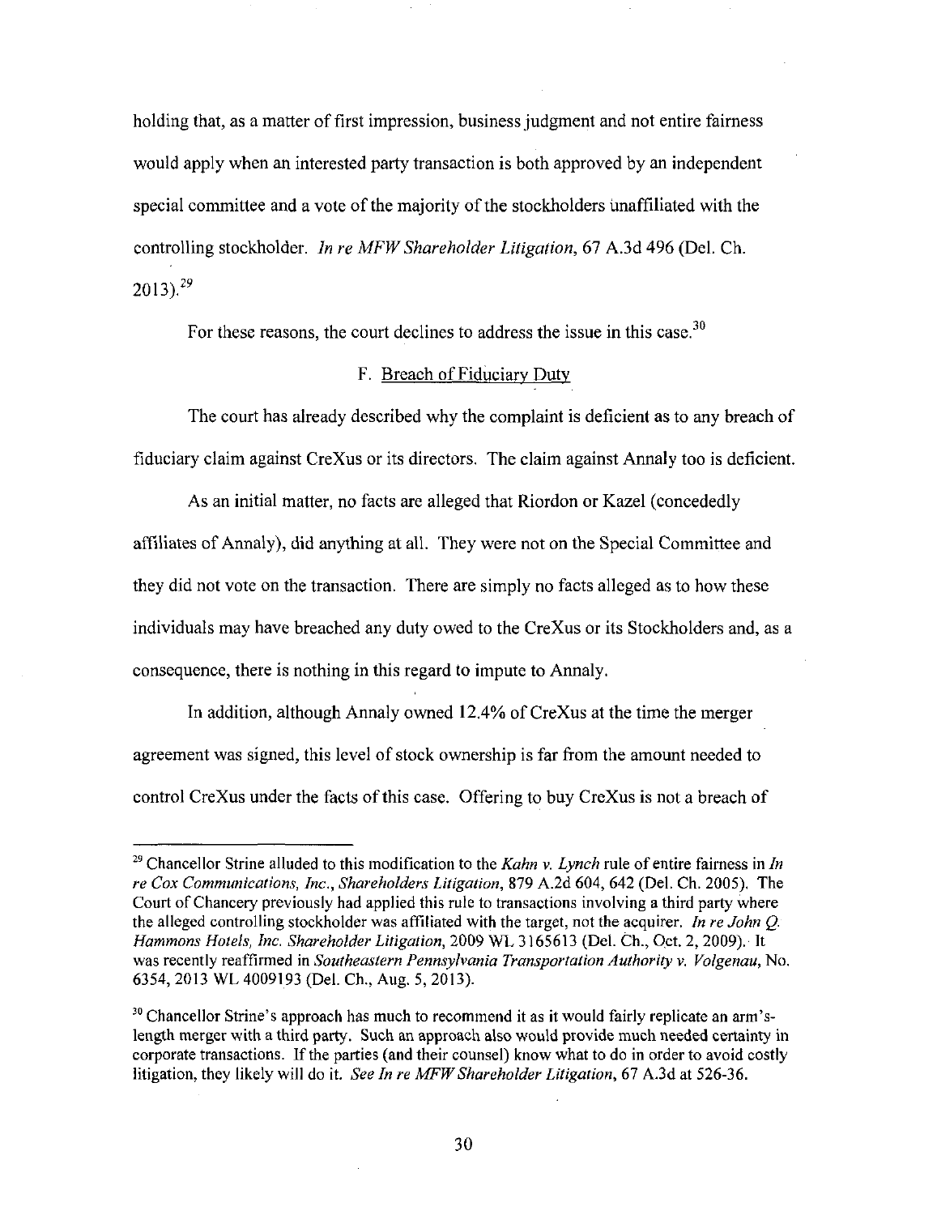holding that, as a matter of first impression, business judgment and not entire fairness would apply when an interested party transaction is both approved by an independent special committee and a vote of the majority of the stockholders unaffiliated with the controlling stockholder. *In re MFW Shareholder Litigation*, 67 A.3d 496 (Del. Ch. 2013).[29]

For these reasons, the court declines to address the issue in this case.[30]

F. Breach of Fiduciary Duty

The court has already described why the complaint is deficient as to any breach of fiduciary claim against CreXus or its directors. The claim against Annaly too is deficient.

As an initial matter, no facts are alleged that Riordon or Kazel (concededly affiliates of Annaly), did anything at all. They were not on the Special Committee and they did not vote on the transaction. There are simply no facts alleged as to how these individuals may have breached any duty owed to the CreXus or its Stockholders and, as a consequence, there is nothing in this regard to impute to Annaly.

In addition, although Annaly owned 12.4% of CreXus at the time the merger agreement was signed, this level of stock ownership is far from the amount needed to control CreXus under the facts of this case. Offering to buy CreXus is not a breach of

---

[29] Chancellor Strine alluded to this modification to the *Kahn v. Lynch* rule of entire fairness in *In re Cox Communications, Inc., Shareholders Litigation*, 879 A.2d 604, 642 (Del. Ch. 2005). The Court of Chancery previously had applied this rule to transactions involving a third party where the alleged controlling stockholder was affiliated with the target, not the acquirer. *In re John Q. Hammons Hotels, Inc. Shareholder Litigation*, 2009 WL 3165613 (Del. Ch., Oct. 2, 2009). It was recently reaffirmed in *Southeastern Pennsylvania Transportation Authority v. Volgenau*, No. 6354, 2013 WL 4009193 (Del. Ch., Aug. 5, 2013).

[30] Chancellor Strine's approach has much to recommend it as it would fairly replicate an arm's-length merger with a third party. Such an approach also would provide much needed certainty in corporate transactions. If the parties (and their counsel) know what to do in order to avoid costly litigation, they likely will do it. *See In re MFW Shareholder Litigation*, 67 A.3d at 526-36.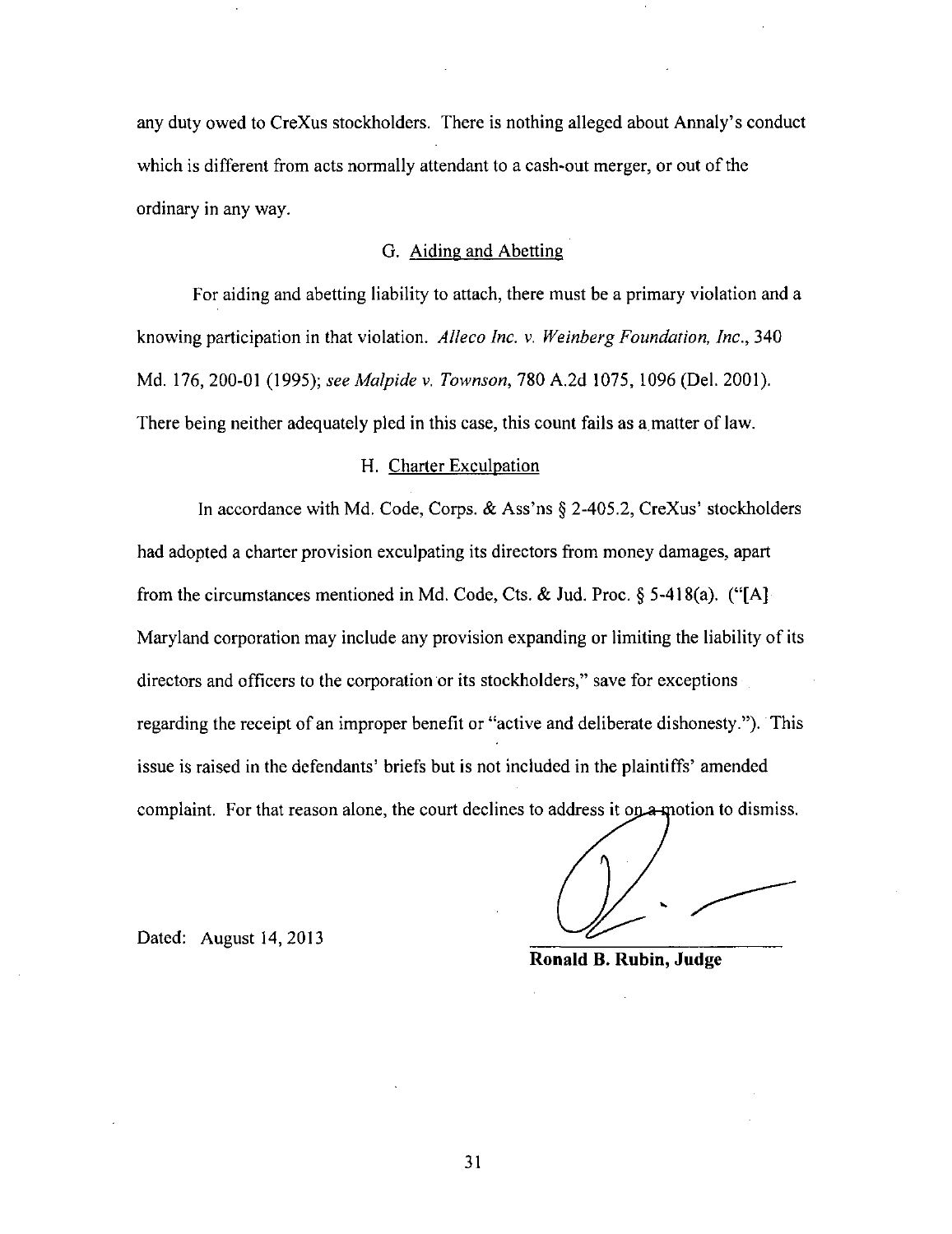any duty owed to CreXus stockholders. There is nothing alleged about Annaly's conduct which is different from acts normally attendant to a cash-out merger, or out of the ordinary in any way.

### G. Aiding and Abetting

For aiding and abetting liability to attach, there must be a primary violation and a knowing participation in that violation. *Alleco Inc. v. Weinberg Foundation, Inc.*, 340 Md. 176, 200-01 (1995); *see Malpide v. Townson*, 780 A.2d 1075, 1096 (Del. 2001). There being neither adequately pled in this case, this count fails as a matter of law.

### H. Charter Exculpation

In accordance with Md. Code, Corps. & Ass'ns § 2-405.2, CreXus' stockholders had adopted a charter provision exculpating its directors from money damages, apart from the circumstances mentioned in Md. Code, Cts. & Jud. Proc. § 5-418(a). ("[A] Maryland corporation may include any provision expanding or limiting the liability of its directors and officers to the corporation or its stockholders," save for exceptions regarding the receipt of an improper benefit or "active and deliberate dishonesty."). This issue is raised in the defendants' briefs but is not included in the plaintiffs' amended complaint. For that reason alone, the court declines to address it on a motion to dismiss.

Dated: August 14, 2013

**Ronald B. Rubin, Judge**